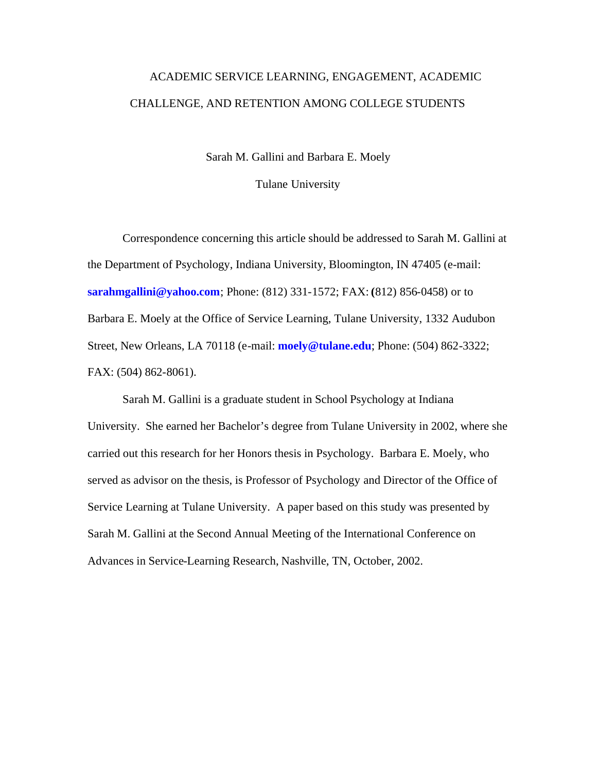# ACADEMIC SERVICE LEARNING, ENGAGEMENT, ACADEMIC CHALLENGE, AND RETENTION AMONG COLLEGE STUDENTS

Sarah M. Gallini and Barbara E. Moely

Tulane University

Correspondence concerning this article should be addressed to Sarah M. Gallini at the Department of Psychology, Indiana University, Bloomington, IN 47405 (e-mail: **sarahmgallini@yahoo.com**; Phone: (812) 331-1572; FAX: (812) 856-0458) or to Barbara E. Moely at the Office of Service Learning, Tulane University, 1332 Audubon Street, New Orleans, LA 70118 (e-mail: **moely@tulane.edu**; Phone: (504) 862-3322; FAX: (504) 862-8061).

Sarah M. Gallini is a graduate student in School Psychology at Indiana University. She earned her Bachelor's degree from Tulane University in 2002, where she carried out this research for her Honors thesis in Psychology. Barbara E. Moely, who served as advisor on the thesis, is Professor of Psychology and Director of the Office of Service Learning at Tulane University. A paper based on this study was presented by Sarah M. Gallini at the Second Annual Meeting of the International Conference on Advances in Service-Learning Research, Nashville, TN, October, 2002.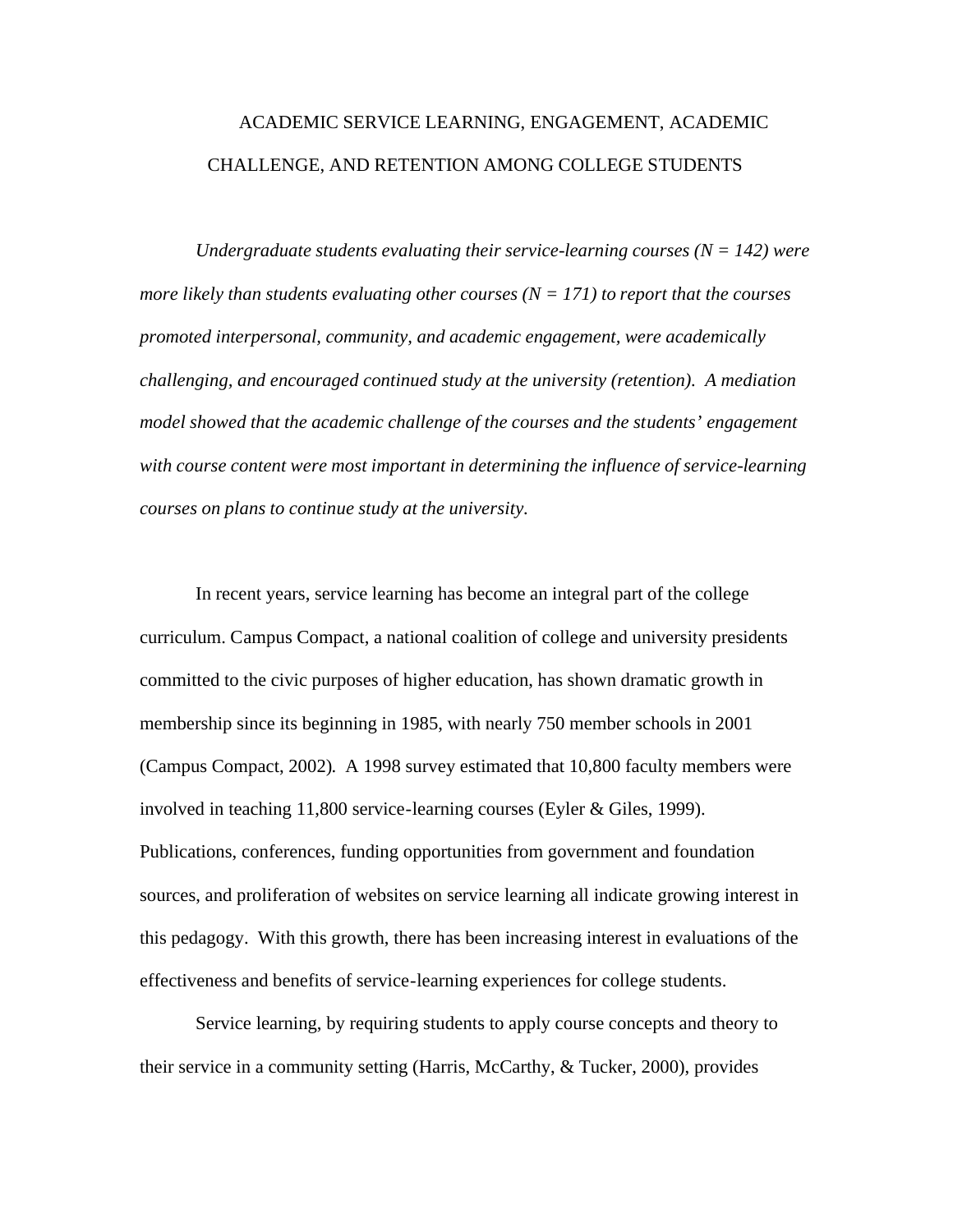# ACADEMIC SERVICE LEARNING, ENGAGEMENT, ACADEMIC CHALLENGE, AND RETENTION AMONG COLLEGE STUDENTS

*Undergraduate students evaluating their service-learning courses ($N = 142$) were more likely than students evaluating other courses ($N = 171$) to report that the courses promoted interpersonal, community, and academic engagement, were academically challenging, and encouraged continued study at the university (retention). A mediation model showed that the academic challenge of the courses and the students' engagement with course content were most important in determining the influence of service-learning courses on plans to continue study at the university.*

In recent years, service learning has become an integral part of the college curriculum. Campus Compact, a national coalition of college and university presidents committed to the civic purposes of higher education, has shown dramatic growth in membership since its beginning in 1985, with nearly 750 member schools in 2001 (Campus Compact, 2002). A 1998 survey estimated that 10,800 faculty members were involved in teaching 11,800 service-learning courses (Eyler & Giles, 1999). Publications, conferences, funding opportunities from government and foundation sources, and proliferation of websites on service learning all indicate growing interest in this pedagogy. With this growth, there has been increasing interest in evaluations of the effectiveness and benefits of service-learning experiences for college students.

Service learning, by requiring students to apply course concepts and theory to their service in a community setting (Harris, McCarthy, & Tucker, 2000), provides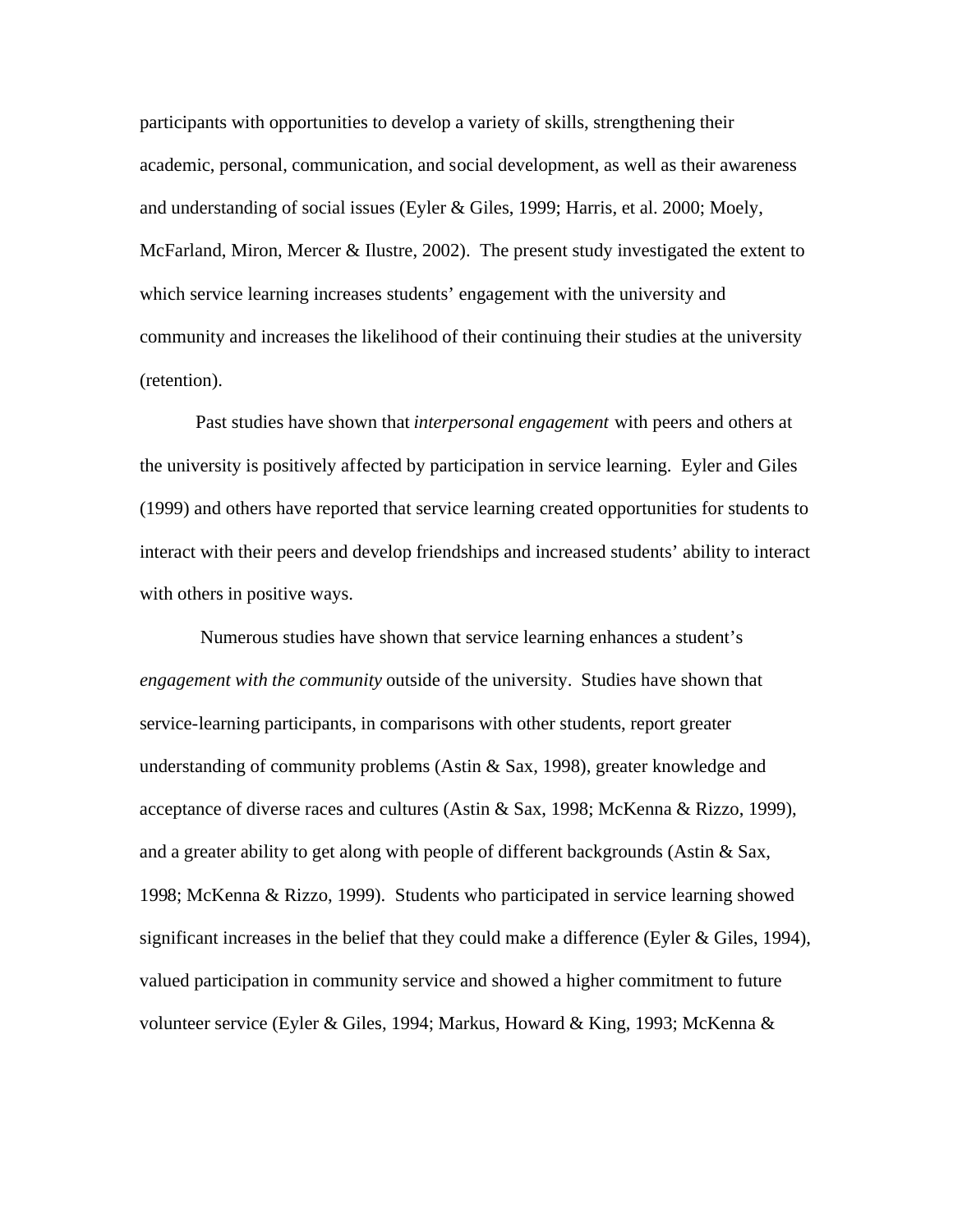participants with opportunities to develop a variety of skills, strengthening their academic, personal, communication, and social development, as well as their awareness and understanding of social issues (Eyler & Giles, 1999; Harris, et al. 2000; Moely, McFarland, Miron, Mercer & Ilustre, 2002). The present study investigated the extent to which service learning increases students' engagement with the university and community and increases the likelihood of their continuing their studies at the university (retention).

Past studies have shown that *interpersonal engagement* with peers and others at the university is positively affected by participation in service learning. Eyler and Giles (1999) and others have reported that service learning created opportunities for students to interact with their peers and develop friendships and increased students' ability to interact with others in positive ways.

Numerous studies have shown that service learning enhances a student's *engagement with the community* outside of the university. Studies have shown that service-learning participants, in comparisons with other students, report greater understanding of community problems (Astin & Sax, 1998), greater knowledge and acceptance of diverse races and cultures (Astin & Sax, 1998; McKenna & Rizzo, 1999), and a greater ability to get along with people of different backgrounds (Astin & Sax, 1998; McKenna & Rizzo, 1999). Students who participated in service learning showed significant increases in the belief that they could make a difference (Eyler & Giles, 1994), valued participation in community service and showed a higher commitment to future volunteer service (Eyler & Giles, 1994; Markus, Howard & King, 1993; McKenna &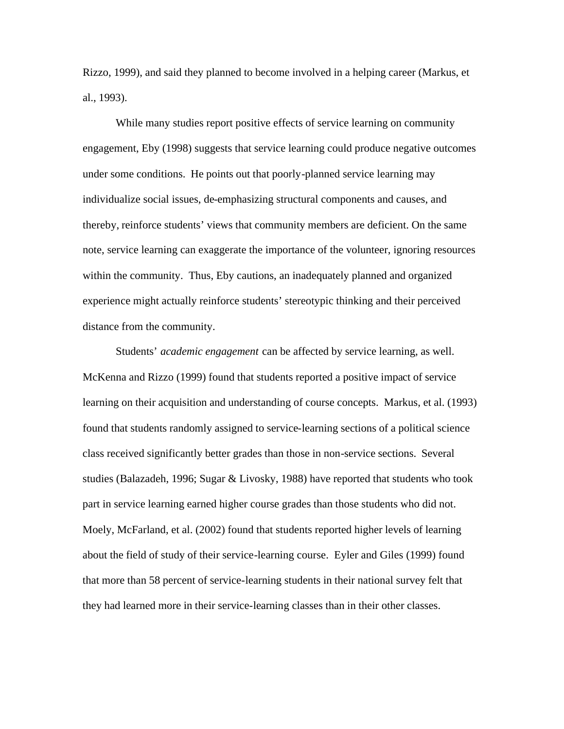Rizzo, 1999), and said they planned to become involved in a helping career (Markus, et al., 1993).

While many studies report positive effects of service learning on community engagement, Eby (1998) suggests that service learning could produce negative outcomes under some conditions. He points out that poorly-planned service learning may individualize social issues, de-emphasizing structural components and causes, and thereby, reinforce students' views that community members are deficient. On the same note, service learning can exaggerate the importance of the volunteer, ignoring resources within the community. Thus, Eby cautions, an inadequately planned and organized experience might actually reinforce students' stereotypic thinking and their perceived distance from the community.

Students' *academic engagement* can be affected by service learning, as well. McKenna and Rizzo (1999) found that students reported a positive impact of service learning on their acquisition and understanding of course concepts. Markus, et al. (1993) found that students randomly assigned to service-learning sections of a political science class received significantly better grades than those in non-service sections. Several studies (Balazadeh, 1996; Sugar & Livosky, 1988) have reported that students who took part in service learning earned higher course grades than those students who did not. Moely, McFarland, et al. (2002) found that students reported higher levels of learning about the field of study of their service-learning course. Eyler and Giles (1999) found that more than 58 percent of service-learning students in their national survey felt that they had learned more in their service-learning classes than in their other classes.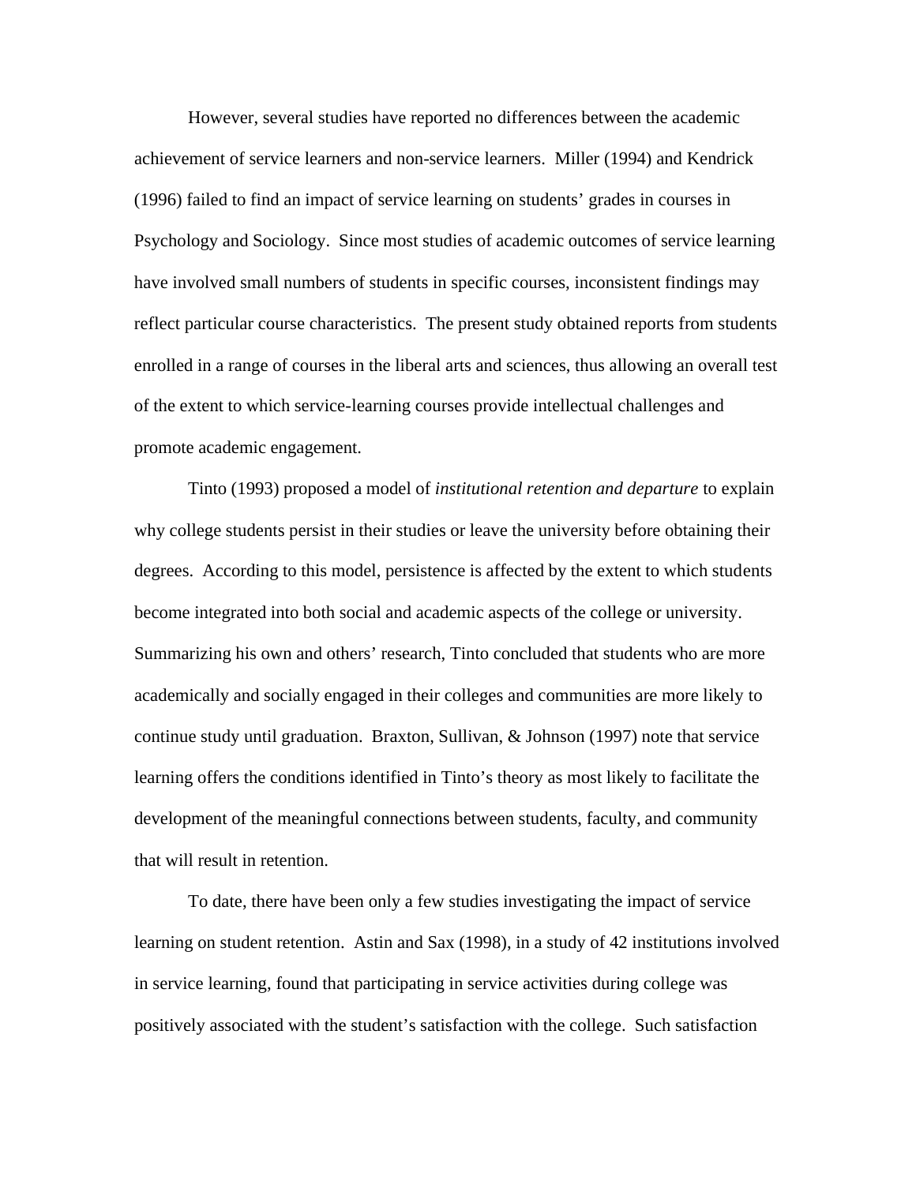However, several studies have reported no differences between the academic achievement of service learners and non-service learners. Miller (1994) and Kendrick (1996) failed to find an impact of service learning on students' grades in courses in Psychology and Sociology. Since most studies of academic outcomes of service learning have involved small numbers of students in specific courses, inconsistent findings may reflect particular course characteristics. The present study obtained reports from students enrolled in a range of courses in the liberal arts and sciences, thus allowing an overall test of the extent to which service-learning courses provide intellectual challenges and promote academic engagement.

Tinto (1993) proposed a model of *institutional retention and departure* to explain why college students persist in their studies or leave the university before obtaining their degrees. According to this model, persistence is affected by the extent to which students become integrated into both social and academic aspects of the college or university. Summarizing his own and others' research, Tinto concluded that students who are more academically and socially engaged in their colleges and communities are more likely to continue study until graduation. Braxton, Sullivan, & Johnson (1997) note that service learning offers the conditions identified in Tinto's theory as most likely to facilitate the development of the meaningful connections between students, faculty, and community that will result in retention.

To date, there have been only a few studies investigating the impact of service learning on student retention. Astin and Sax (1998), in a study of 42 institutions involved in service learning, found that participating in service activities during college was positively associated with the student's satisfaction with the college. Such satisfaction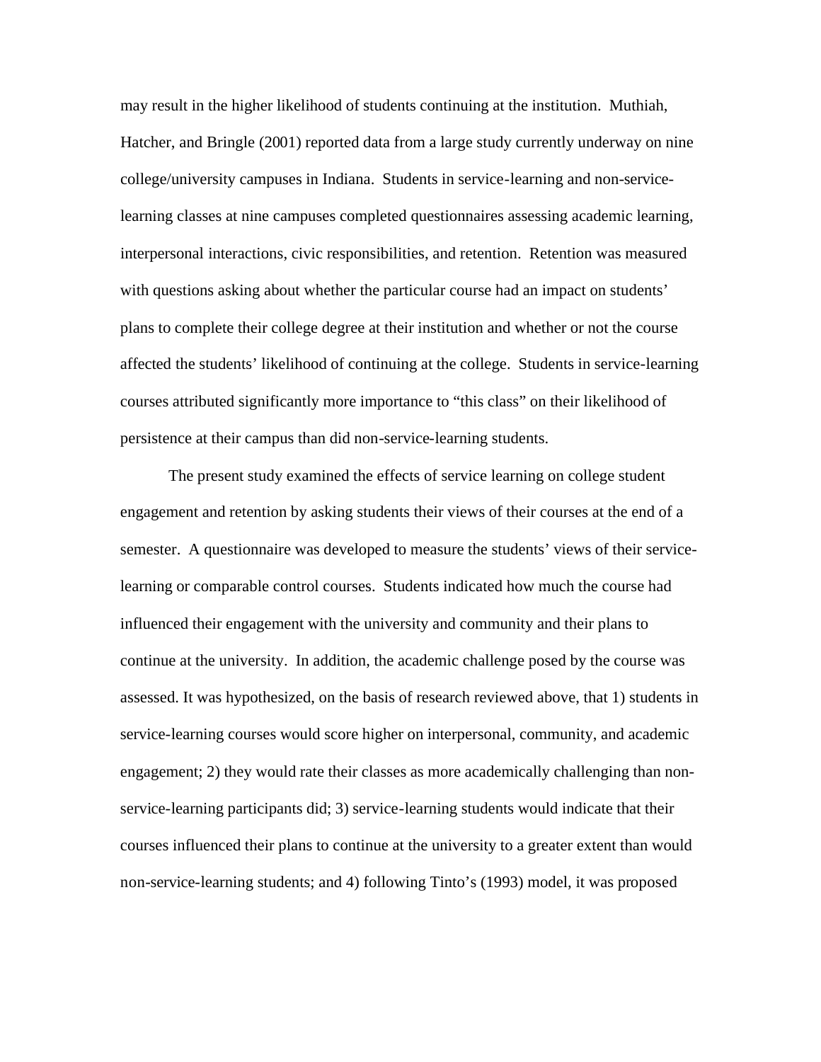may result in the higher likelihood of students continuing at the institution. Muthiah, Hatcher, and Bringle (2001) reported data from a large study currently underway on nine college/university campuses in Indiana. Students in service-learning and non-service-learning classes at nine campuses completed questionnaires assessing academic learning, interpersonal interactions, civic responsibilities, and retention. Retention was measured with questions asking about whether the particular course had an impact on students' plans to complete their college degree at their institution and whether or not the course affected the students' likelihood of continuing at the college. Students in service-learning courses attributed significantly more importance to "this class" on their likelihood of persistence at their campus than did non-service-learning students.

The present study examined the effects of service learning on college student engagement and retention by asking students their views of their courses at the end of a semester. A questionnaire was developed to measure the students' views of their service-learning or comparable control courses. Students indicated how much the course had influenced their engagement with the university and community and their plans to continue at the university. In addition, the academic challenge posed by the course was assessed. It was hypothesized, on the basis of research reviewed above, that 1) students in service-learning courses would score higher on interpersonal, community, and academic engagement; 2) they would rate their classes as more academically challenging than non-service-learning participants did; 3) service-learning students would indicate that their courses influenced their plans to continue at the university to a greater extent than would non-service-learning students; and 4) following Tinto's (1993) model, it was proposed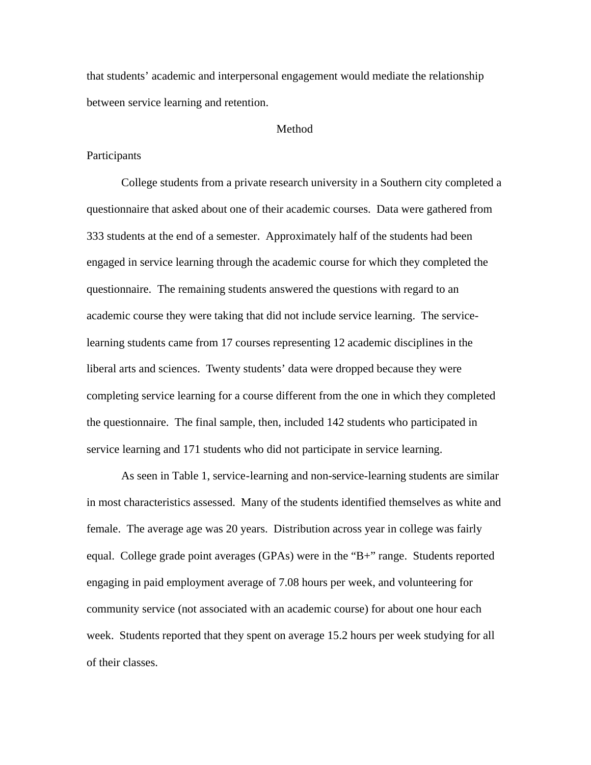that students' academic and interpersonal engagement would mediate the relationship between service learning and retention.

# Method

## Participants

College students from a private research university in a Southern city completed a questionnaire that asked about one of their academic courses. Data were gathered from 333 students at the end of a semester. Approximately half of the students had been engaged in service learning through the academic course for which they completed the questionnaire. The remaining students answered the questions with regard to an academic course they were taking that did not include service learning. The service-learning students came from 17 courses representing 12 academic disciplines in the liberal arts and sciences. Twenty students' data were dropped because they were completing service learning for a course different from the one in which they completed the questionnaire. The final sample, then, included 142 students who participated in service learning and 171 students who did not participate in service learning.

As seen in Table 1, service-learning and non-service-learning students are similar in most characteristics assessed. Many of the students identified themselves as white and female. The average age was 20 years. Distribution across year in college was fairly equal. College grade point averages (GPAs) were in the "B+" range. Students reported engaging in paid employment average of 7.08 hours per week, and volunteering for community service (not associated with an academic course) for about one hour each week. Students reported that they spent on average 15.2 hours per week studying for all of their classes.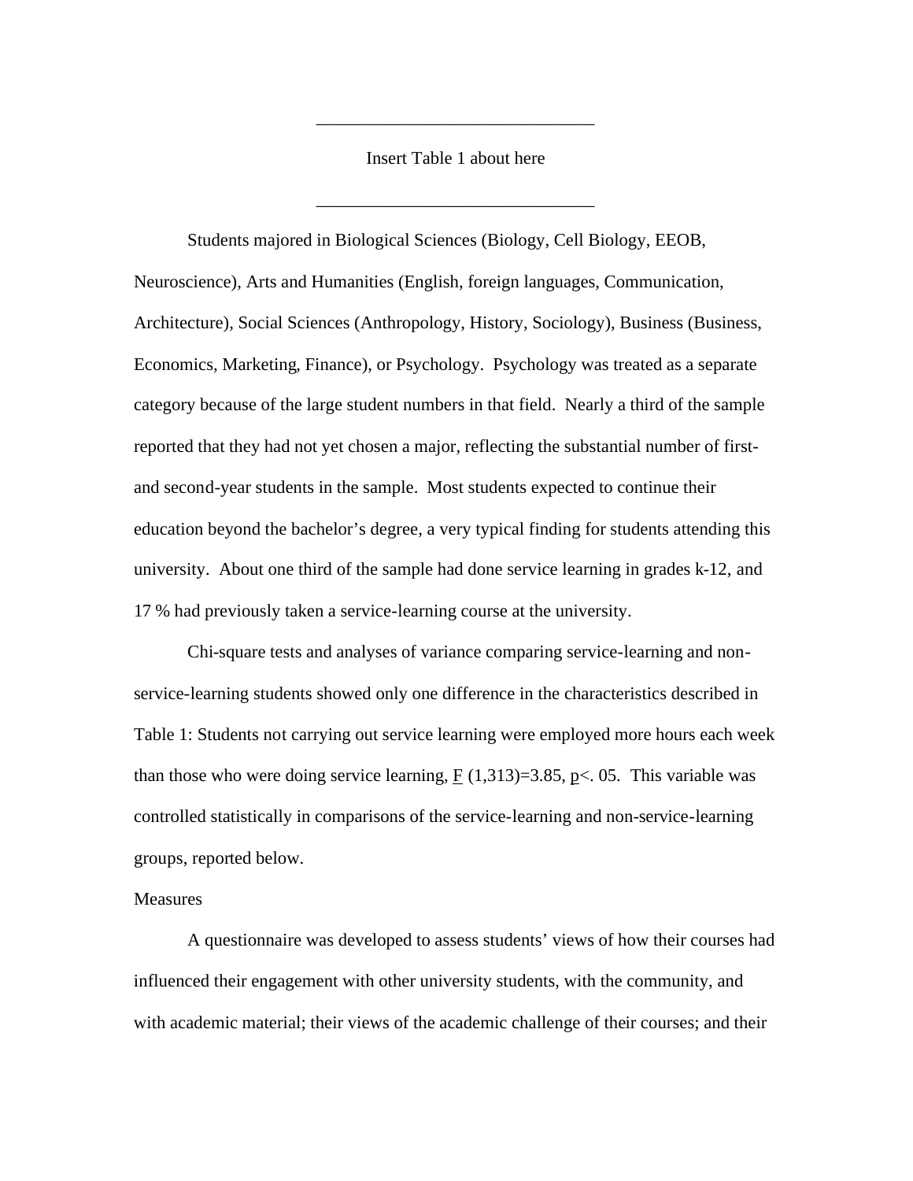______________________________

Insert Table 1 about here

______________________________

Students majored in Biological Sciences (Biology, Cell Biology, EEOB, Neuroscience), Arts and Humanities (English, foreign languages, Communication, Architecture), Social Sciences (Anthropology, History, Sociology), Business (Business, Economics, Marketing, Finance), or Psychology. Psychology was treated as a separate category because of the large student numbers in that field. Nearly a third of the sample reported that they had not yet chosen a major, reflecting the substantial number of first- and second-year students in the sample. Most students expected to continue their education beyond the bachelor's degree, a very typical finding for students attending this university. About one third of the sample had done service learning in grades k-12, and 17 % had previously taken a service-learning course at the university.

Chi-square tests and analyses of variance comparing service-learning and non-service-learning students showed only one difference in the characteristics described in Table 1: Students not carrying out service learning were employed more hours each week than those who were doing service learning, $F(1,313)=3.85$, $p<.05$. This variable was controlled statistically in comparisons of the service-learning and non-service-learning groups, reported below.

Measures

A questionnaire was developed to assess students' views of how their courses had influenced their engagement with other university students, with the community, and with academic material; their views of the academic challenge of their courses; and their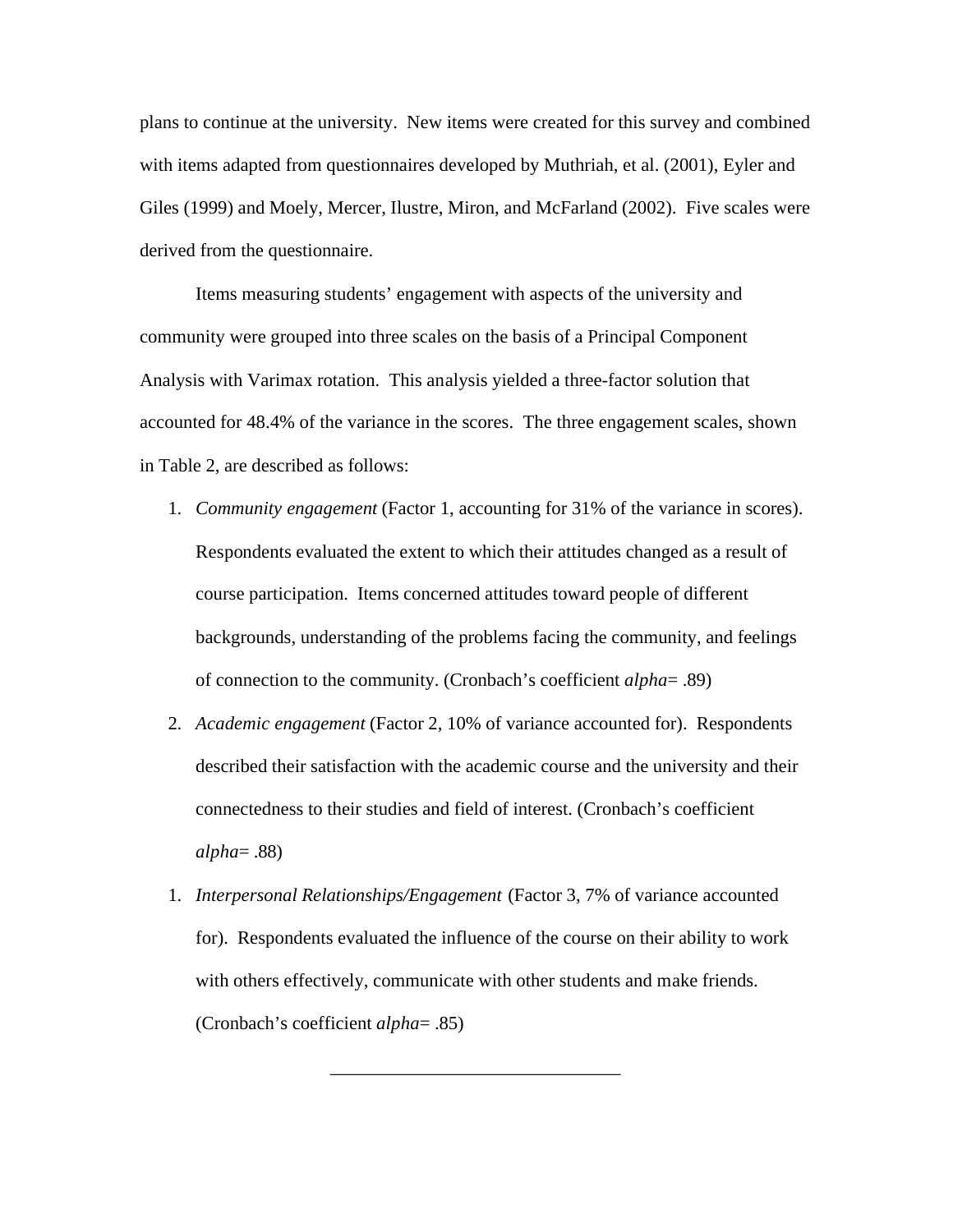plans to continue at the university. New items were created for this survey and combined with items adapted from questionnaires developed by Muthriah, et al. (2001), Eyler and Giles (1999) and Moely, Mercer, Ilustre, Miron, and McFarland (2002). Five scales were derived from the questionnaire.

Items measuring students' engagement with aspects of the university and community were grouped into three scales on the basis of a Principal Component Analysis with Varimax rotation. This analysis yielded a three-factor solution that accounted for 48.4% of the variance in the scores. The three engagement scales, shown in Table 2, are described as follows:

1. *Community engagement* (Factor 1, accounting for 31% of the variance in scores). Respondents evaluated the extent to which their attitudes changed as a result of course participation. Items concerned attitudes toward people of different backgrounds, understanding of the problems facing the community, and feelings of connection to the community. (Cronbach's coefficient *alpha*= .89)
2. *Academic engagement* (Factor 2, 10% of variance accounted for). Respondents described their satisfaction with the academic course and the university and their connectedness to their studies and field of interest. (Cronbach's coefficient *alpha*= .88)
1. *Interpersonal Relationships/Engagement* (Factor 3, 7% of variance accounted for). Respondents evaluated the influence of the course on their ability to work with others effectively, communicate with other students and make friends. (Cronbach's coefficient *alpha*= .85)

_______________________________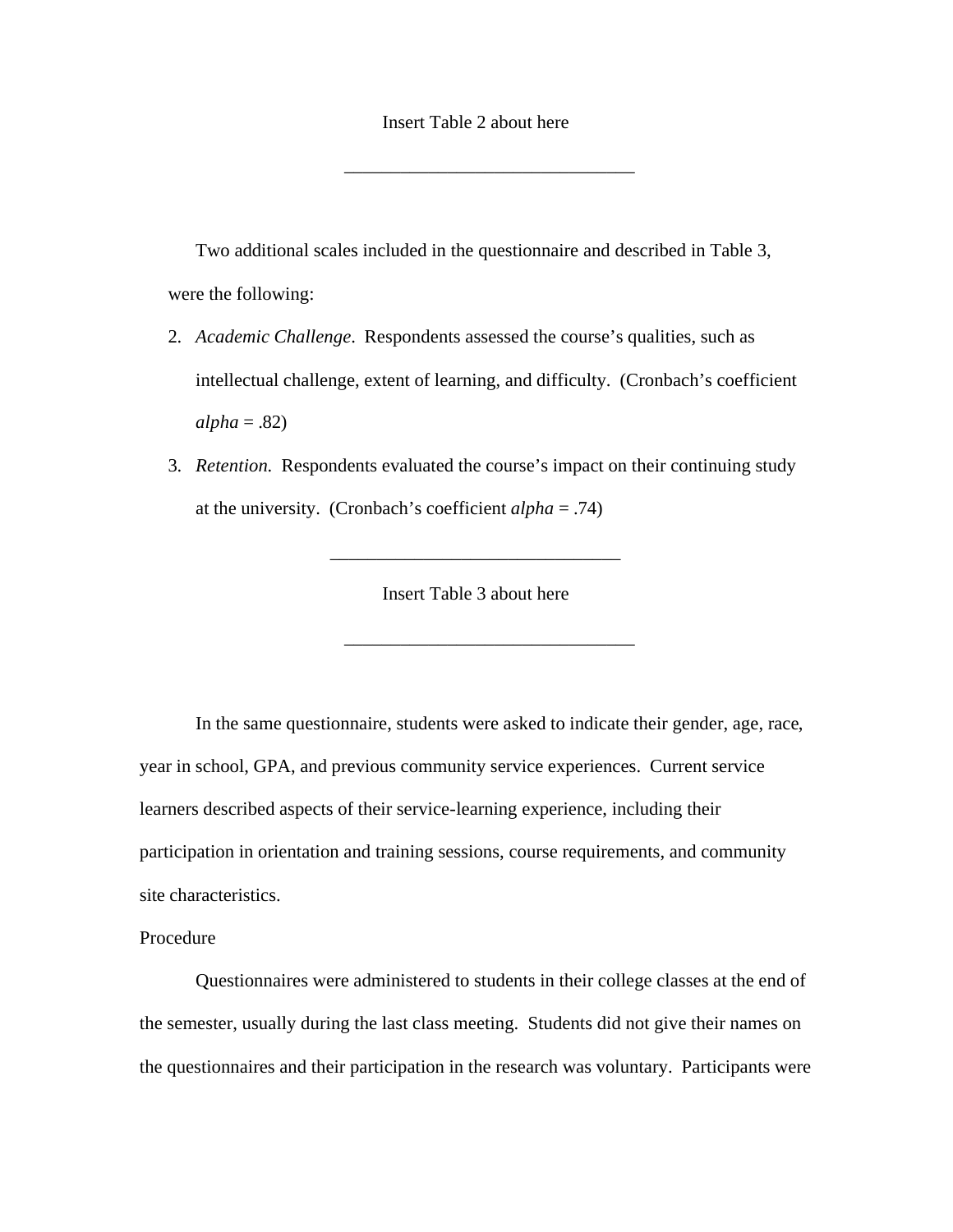Insert Table 2 about here

________________________________

Two additional scales included in the questionnaire and described in Table 3, were the following:

2. *Academic Challenge*. Respondents assessed the course's qualities, such as intellectual challenge, extent of learning, and difficulty. (Cronbach's coefficient *alpha* = .82)
3. *Retention.* Respondents evaluated the course's impact on their continuing study at the university. (Cronbach's coefficient *alpha* = .74)

________________________________

Insert Table 3 about here

________________________________

In the same questionnaire, students were asked to indicate their gender, age, race, year in school, GPA, and previous community service experiences. Current service learners described aspects of their service-learning experience, including their participation in orientation and training sessions, course requirements, and community site characteristics.

Procedure

Questionnaires were administered to students in their college classes at the end of the semester, usually during the last class meeting. Students did not give their names on the questionnaires and their participation in the research was voluntary. Participants were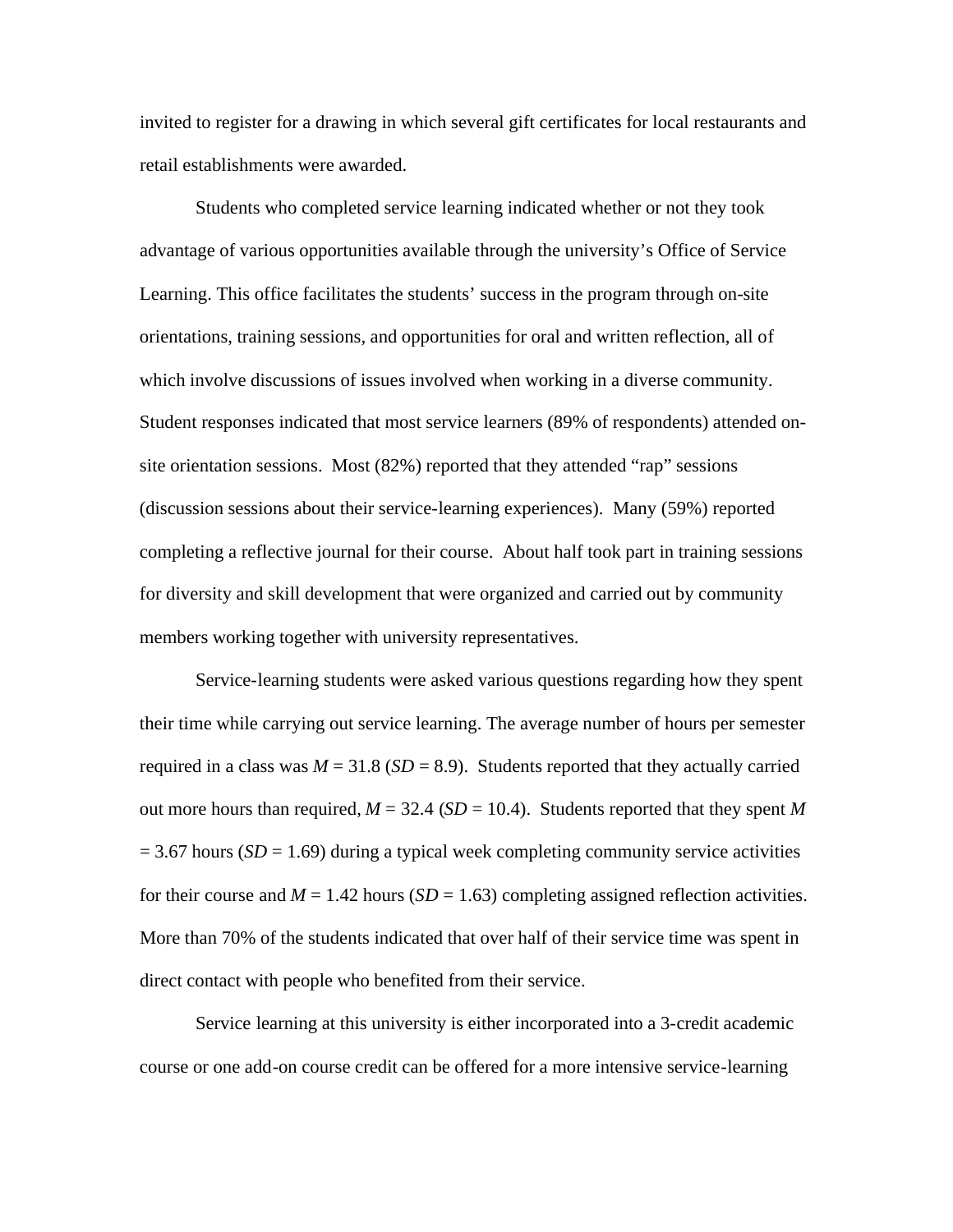invited to register for a drawing in which several gift certificates for local restaurants and retail establishments were awarded.

Students who completed service learning indicated whether or not they took advantage of various opportunities available through the university's Office of Service Learning. This office facilitates the students' success in the program through on-site orientations, training sessions, and opportunities for oral and written reflection, all of which involve discussions of issues involved when working in a diverse community. Student responses indicated that most service learners (89% of respondents) attended on-site orientation sessions. Most (82%) reported that they attended "rap" sessions (discussion sessions about their service-learning experiences). Many (59%) reported completing a reflective journal for their course. About half took part in training sessions for diversity and skill development that were organized and carried out by community members working together with university representatives.

Service-learning students were asked various questions regarding how they spent their time while carrying out service learning. The average number of hours per semester required in a class was $M = 31.8$ ($SD = 8.9$). Students reported that they actually carried out more hours than required, $M = 32.4$ ($SD = 10.4$). Students reported that they spent $M = 3.67$ hours ($SD = 1.69$) during a typical week completing community service activities for their course and $M = 1.42$ hours ($SD = 1.63$) completing assigned reflection activities. More than 70% of the students indicated that over half of their service time was spent in direct contact with people who benefited from their service.

Service learning at this university is either incorporated into a 3-credit academic course or one add-on course credit can be offered for a more intensive service-learning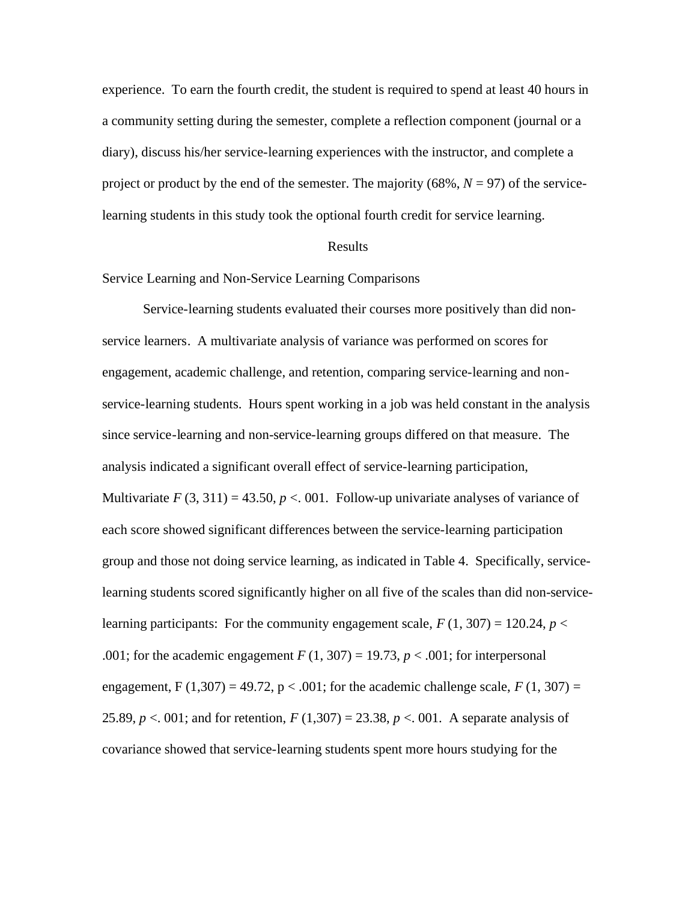experience. To earn the fourth credit, the student is required to spend at least 40 hours in a community setting during the semester, complete a reflection component (journal or a diary), discuss his/her service-learning experiences with the instructor, and complete a project or product by the end of the semester. The majority (68%, $N = 97$) of the service-learning students in this study took the optional fourth credit for service learning.

## Results

### Service Learning and Non-Service Learning Comparisons

Service-learning students evaluated their courses more positively than did non-service learners. A multivariate analysis of variance was performed on scores for engagement, academic challenge, and retention, comparing service-learning and non-service-learning students. Hours spent working in a job was held constant in the analysis since service-learning and non-service-learning groups differed on that measure. The analysis indicated a significant overall effect of service-learning participation, Multivariate $F(3, 311) = 43.50$, $p <. 001$. Follow-up univariate analyses of variance of each score showed significant differences between the service-learning participation group and those not doing service learning, as indicated in Table 4. Specifically, service-learning students scored significantly higher on all five of the scales than did non-service-learning participants: For the community engagement scale, $F(1, 307) = 120.24$, $p < .001$; for the academic engagement $F(1, 307) = 19.73$, $p < .001$; for interpersonal engagement, $F(1,307) = 49.72$, $p < .001$; for the academic challenge scale, $F(1, 307) = 25.89$, $p <. 001$; and for retention, $F(1,307) = 23.38$, $p <. 001$. A separate analysis of covariance showed that service-learning students spent more hours studying for the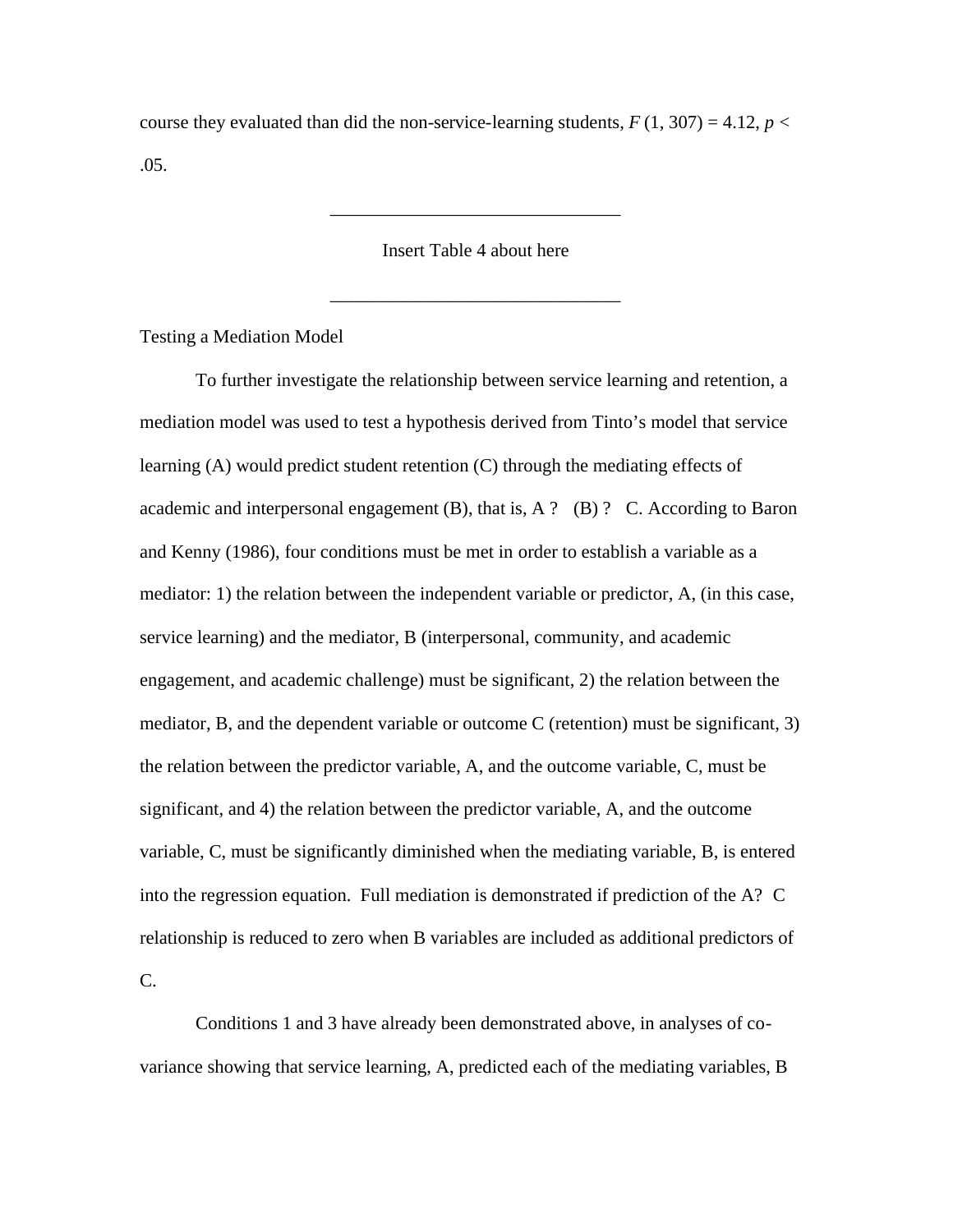course they evaluated than did the non-service-learning students, $F(1, 307) = 4.12$, $p < .05$.

________________________________

Insert Table 4 about here

________________________________

Testing a Mediation Model

To further investigate the relationship between service learning and retention, a mediation model was used to test a hypothesis derived from Tinto's model that service learning (A) would predict student retention (C) through the mediating effects of academic and interpersonal engagement (B), that is, A ? (B) ? C. According to Baron and Kenny (1986), four conditions must be met in order to establish a variable as a mediator: 1) the relation between the independent variable or predictor, A, (in this case, service learning) and the mediator, B (interpersonal, community, and academic engagement, and academic challenge) must be significant, 2) the relation between the mediator, B, and the dependent variable or outcome C (retention) must be significant, 3) the relation between the predictor variable, A, and the outcome variable, C, must be significant, and 4) the relation between the predictor variable, A, and the outcome variable, C, must be significantly diminished when the mediating variable, B, is entered into the regression equation. Full mediation is demonstrated if prediction of the A? C relationship is reduced to zero when B variables are included as additional predictors of C.

Conditions 1 and 3 have already been demonstrated above, in analyses of co-variance showing that service learning, A, predicted each of the mediating variables, B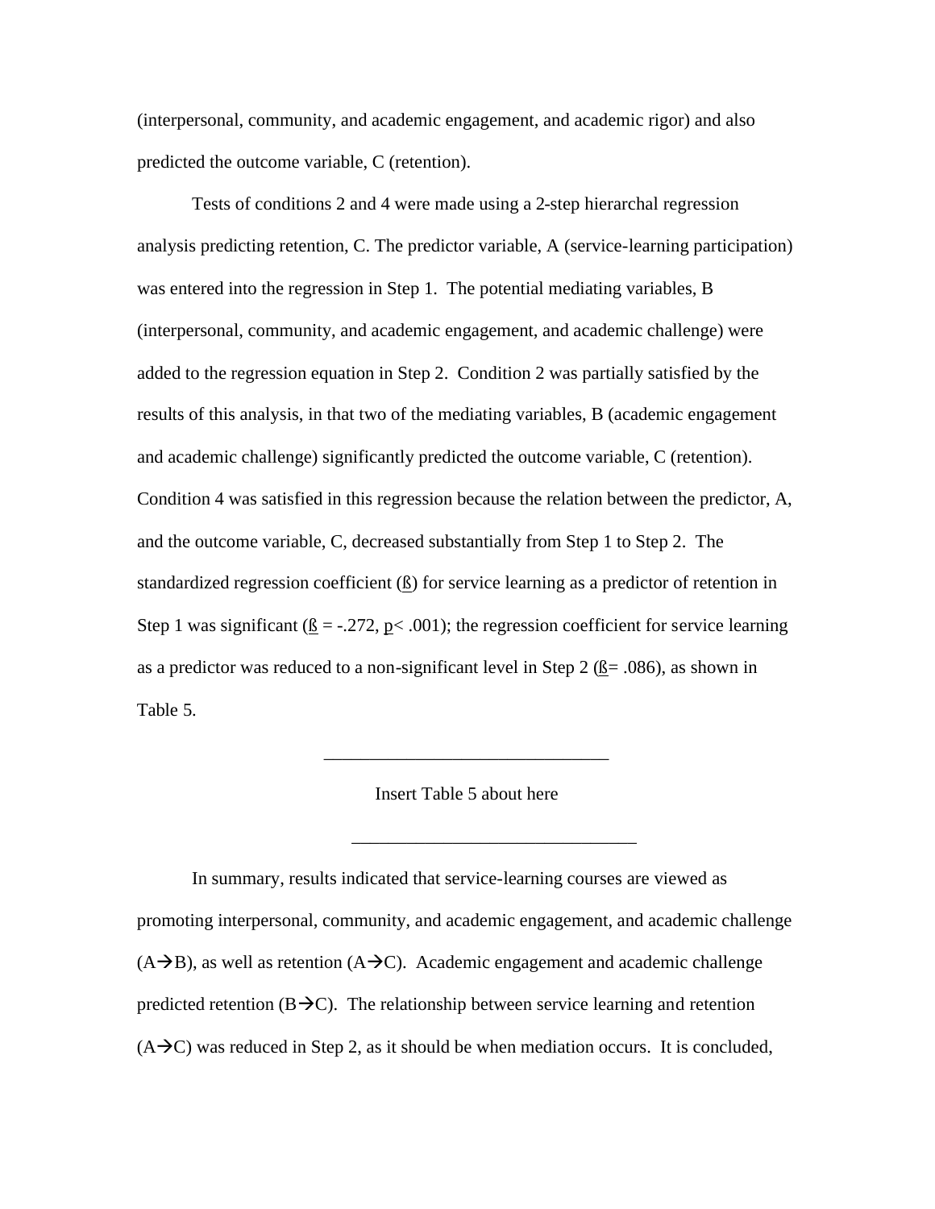(interpersonal, community, and academic engagement, and academic rigor) and also predicted the outcome variable, C (retention).

Tests of conditions 2 and 4 were made using a 2-step hierarchal regression analysis predicting retention, C. The predictor variable, A (service-learning participation) was entered into the regression in Step 1. The potential mediating variables, B (interpersonal, community, and academic engagement, and academic challenge) were added to the regression equation in Step 2. Condition 2 was partially satisfied by the results of this analysis, in that two of the mediating variables, B (academic engagement and academic challenge) significantly predicted the outcome variable, C (retention). Condition 4 was satisfied in this regression because the relation between the predictor, A, and the outcome variable, C, decreased substantially from Step 1 to Step 2. The standardized regression coefficient (ß) for service learning as a predictor of retention in Step 1 was significant (ß = -.272, $p < .001$); the regression coefficient for service learning as a predictor was reduced to a non-significant level in Step 2 (ß= .086), as shown in Table 5.

______________________________

Insert Table 5 about here

______________________________

In summary, results indicated that service-learning courses are viewed as promoting interpersonal, community, and academic engagement, and academic challenge (A→B), as well as retention (A→C). Academic engagement and academic challenge predicted retention (B→C). The relationship between service learning and retention (A→C) was reduced in Step 2, as it should be when mediation occurs. It is concluded,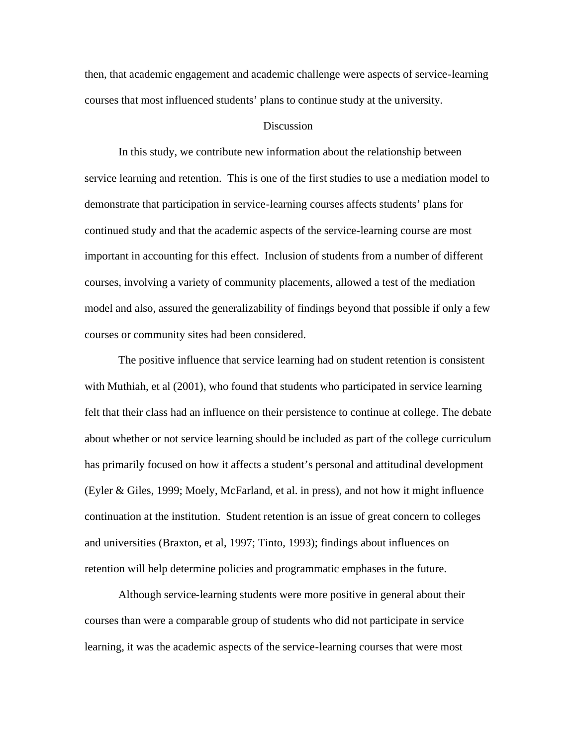then, that academic engagement and academic challenge were aspects of service-learning courses that most influenced students' plans to continue study at the university.

## Discussion

In this study, we contribute new information about the relationship between service learning and retention. This is one of the first studies to use a mediation model to demonstrate that participation in service-learning courses affects students' plans for continued study and that the academic aspects of the service-learning course are most important in accounting for this effect. Inclusion of students from a number of different courses, involving a variety of community placements, allowed a test of the mediation model and also, assured the generalizability of findings beyond that possible if only a few courses or community sites had been considered.

The positive influence that service learning had on student retention is consistent with Muthiah, et al (2001), who found that students who participated in service learning felt that their class had an influence on their persistence to continue at college. The debate about whether or not service learning should be included as part of the college curriculum has primarily focused on how it affects a student's personal and attitudinal development (Eyler & Giles, 1999; Moely, McFarland, et al. in press), and not how it might influence continuation at the institution. Student retention is an issue of great concern to colleges and universities (Braxton, et al, 1997; Tinto, 1993); findings about influences on retention will help determine policies and programmatic emphases in the future.

Although service-learning students were more positive in general about their courses than were a comparable group of students who did not participate in service learning, it was the academic aspects of the service-learning courses that were most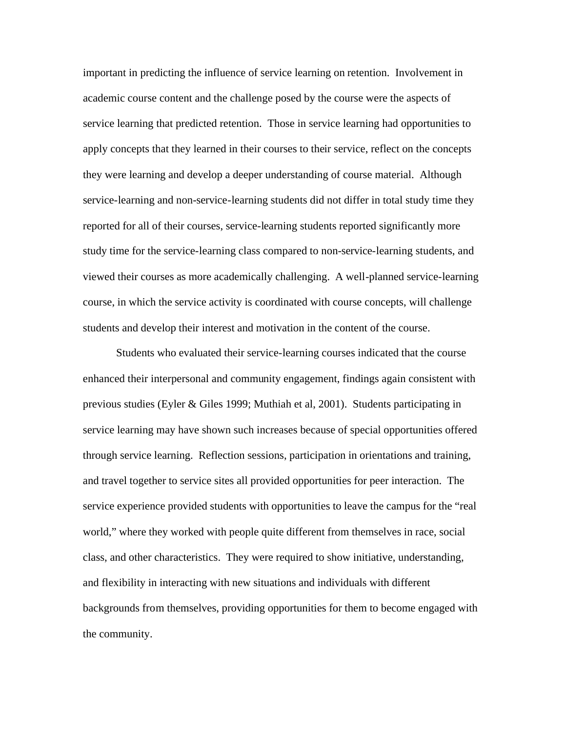important in predicting the influence of service learning on retention. Involvement in academic course content and the challenge posed by the course were the aspects of service learning that predicted retention. Those in service learning had opportunities to apply concepts that they learned in their courses to their service, reflect on the concepts they were learning and develop a deeper understanding of course material. Although service-learning and non-service-learning students did not differ in total study time they reported for all of their courses, service-learning students reported significantly more study time for the service-learning class compared to non-service-learning students, and viewed their courses as more academically challenging. A well-planned service-learning course, in which the service activity is coordinated with course concepts, will challenge students and develop their interest and motivation in the content of the course.

Students who evaluated their service-learning courses indicated that the course enhanced their interpersonal and community engagement, findings again consistent with previous studies (Eyler & Giles 1999; Muthiah et al, 2001). Students participating in service learning may have shown such increases because of special opportunities offered through service learning. Reflection sessions, participation in orientations and training, and travel together to service sites all provided opportunities for peer interaction. The service experience provided students with opportunities to leave the campus for the "real world," where they worked with people quite different from themselves in race, social class, and other characteristics. They were required to show initiative, understanding, and flexibility in interacting with new situations and individuals with different backgrounds from themselves, providing opportunities for them to become engaged with the community.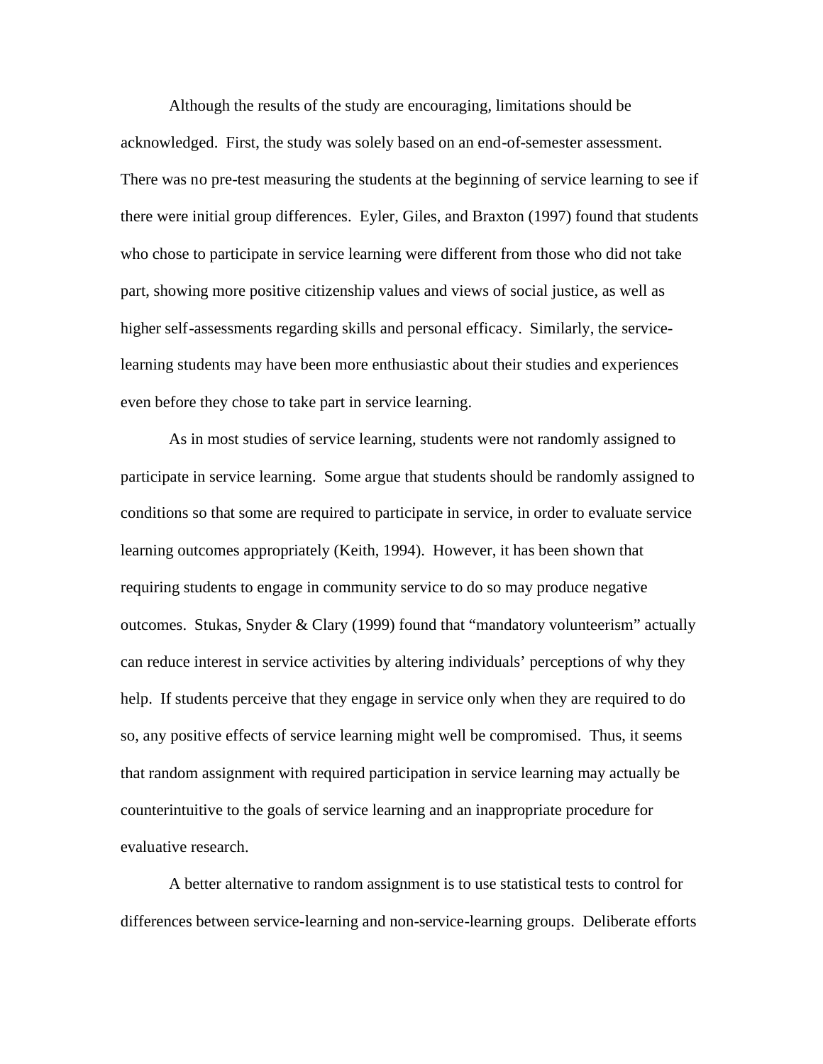Although the results of the study are encouraging, limitations should be acknowledged. First, the study was solely based on an end-of-semester assessment. There was no pre-test measuring the students at the beginning of service learning to see if there were initial group differences. Eyler, Giles, and Braxton (1997) found that students who chose to participate in service learning were different from those who did not take part, showing more positive citizenship values and views of social justice, as well as higher self-assessments regarding skills and personal efficacy. Similarly, the service-learning students may have been more enthusiastic about their studies and experiences even before they chose to take part in service learning.

As in most studies of service learning, students were not randomly assigned to participate in service learning. Some argue that students should be randomly assigned to conditions so that some are required to participate in service, in order to evaluate service learning outcomes appropriately (Keith, 1994). However, it has been shown that requiring students to engage in community service to do so may produce negative outcomes. Stukas, Snyder & Clary (1999) found that "mandatory volunteerism" actually can reduce interest in service activities by altering individuals' perceptions of why they help. If students perceive that they engage in service only when they are required to do so, any positive effects of service learning might well be compromised. Thus, it seems that random assignment with required participation in service learning may actually be counterintuitive to the goals of service learning and an inappropriate procedure for evaluative research.

A better alternative to random assignment is to use statistical tests to control for differences between service-learning and non-service-learning groups. Deliberate efforts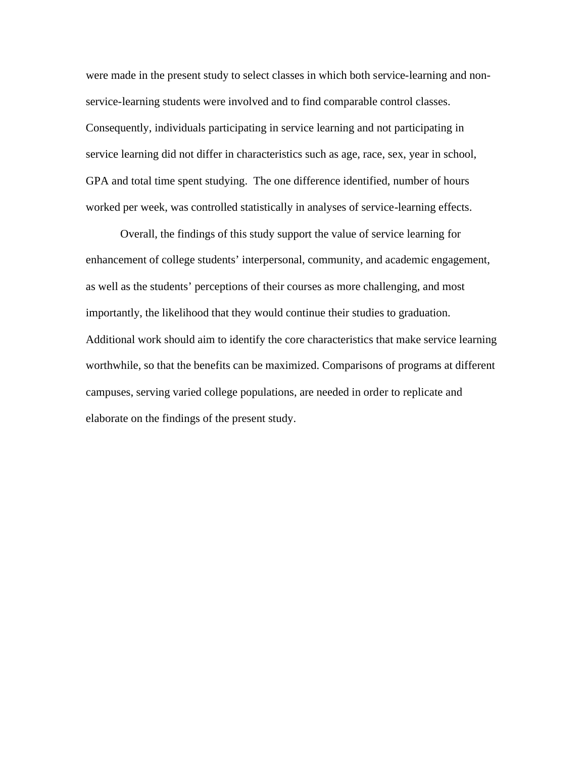were made in the present study to select classes in which both service-learning and non-service-learning students were involved and to find comparable control classes. Consequently, individuals participating in service learning and not participating in service learning did not differ in characteristics such as age, race, sex, year in school, GPA and total time spent studying. The one difference identified, number of hours worked per week, was controlled statistically in analyses of service-learning effects.

Overall, the findings of this study support the value of service learning for enhancement of college students' interpersonal, community, and academic engagement, as well as the students' perceptions of their courses as more challenging, and most importantly, the likelihood that they would continue their studies to graduation. Additional work should aim to identify the core characteristics that make service learning worthwhile, so that the benefits can be maximized. Comparisons of programs at different campuses, serving varied college populations, are needed in order to replicate and elaborate on the findings of the present study.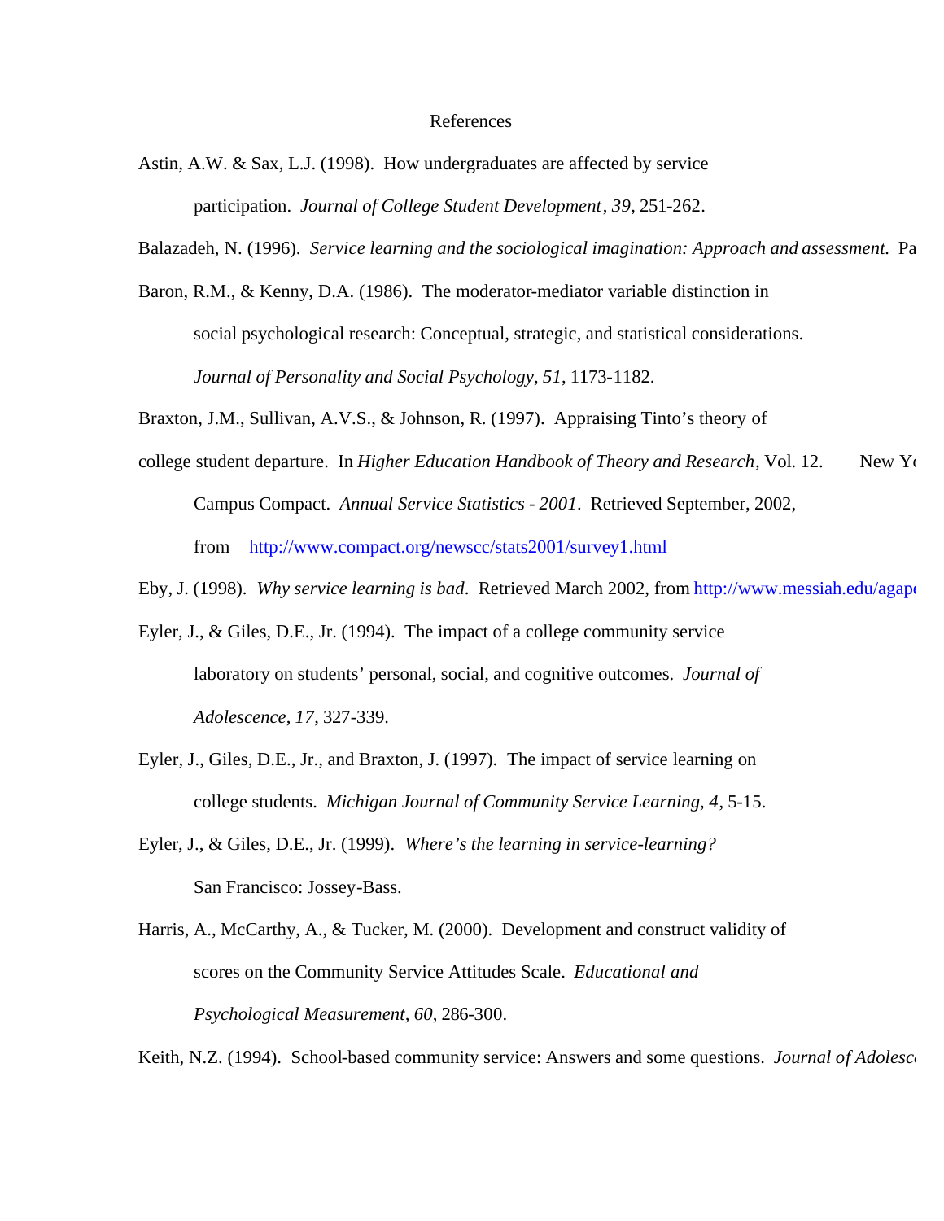# References

Astin, A.W. & Sax, L.J. (1998). How undergraduates are affected by service participation. *Journal of College Student Development*, *39*, 251-262.

Balazadeh, N. (1996). *Service learning and the sociological imagination: Approach and assessment.* Pa

Baron, R.M., & Kenny, D.A. (1986). The moderator-mediator variable distinction in social psychological research: Conceptual, strategic, and statistical considerations. *Journal of Personality and Social Psychology*, *51*, 1173-1182.

Braxton, J.M., Sullivan, A.V.S., & Johnson, R. (1997). Appraising Tinto's theory of college student departure. In *Higher Education Handbook of Theory and Research*, Vol. 12. New Yo

Campus Compact. *Annual Service Statistics - 2001*. Retrieved September, 2002, from http://www.compact.org/newscc/stats2001/survey1.html

Eby, J. (1998). *Why service learning is bad*. Retrieved March 2002, from http://www.messiah.edu/agape

Eyler, J., & Giles, D.E., Jr. (1994). The impact of a college community service laboratory on students' personal, social, and cognitive outcomes. *Journal of Adolescence*, *17*, 327-339.

Eyler, J., Giles, D.E., Jr., and Braxton, J. (1997). The impact of service learning on college students. *Michigan Journal of Community Service Learning*, *4*, 5-15.

Eyler, J., & Giles, D.E., Jr. (1999). *Where's the learning in service-learning?* San Francisco: Jossey-Bass.

Harris, A., McCarthy, A., & Tucker, M. (2000). Development and construct validity of scores on the Community Service Attitudes Scale. *Educational and Psychological Measurement*, *60*, 286-300.

Keith, N.Z. (1994). School-based community service: Answers and some questions. *Journal of Adolesc*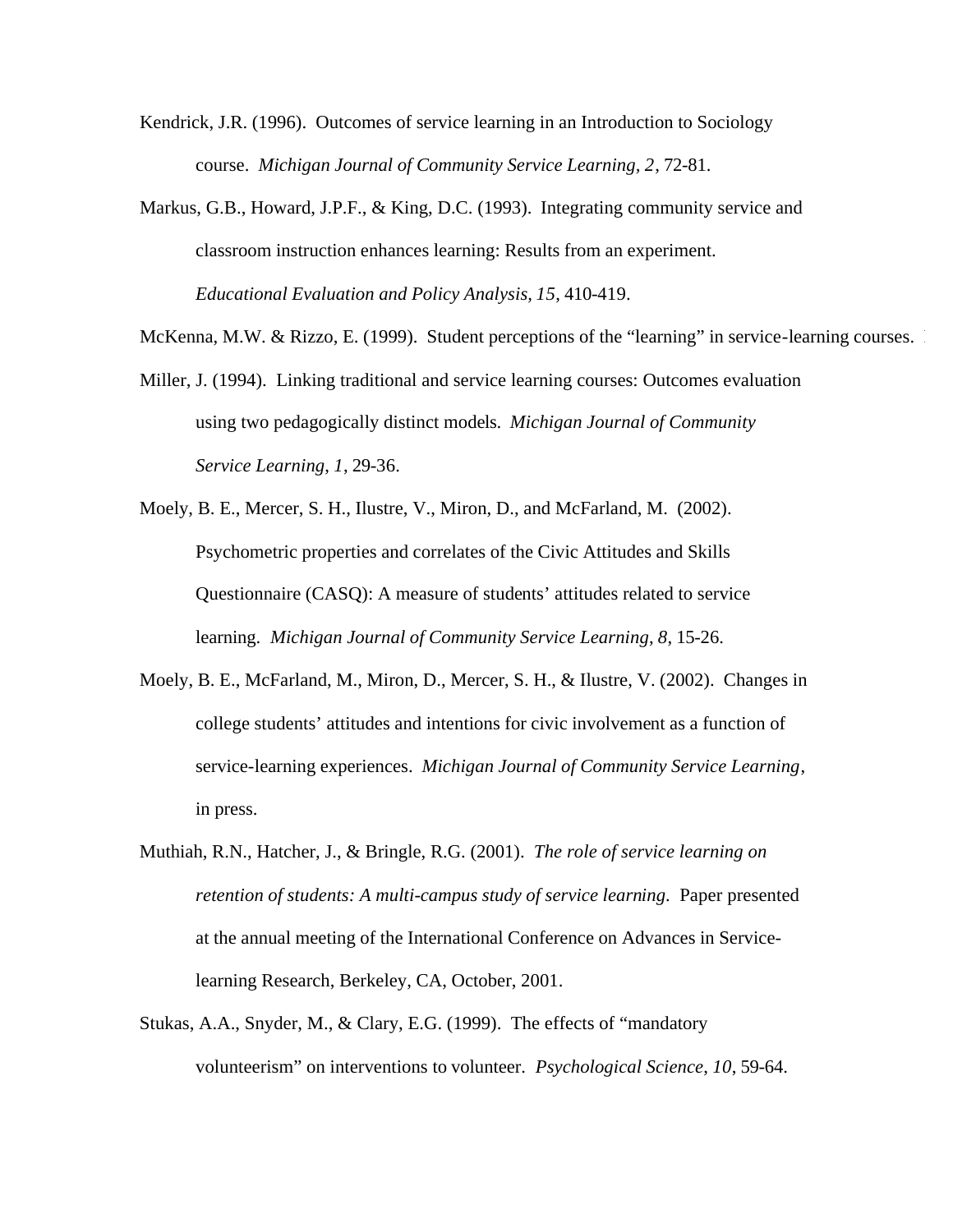Kendrick, J.R. (1996). Outcomes of service learning in an Introduction to Sociology course. *Michigan Journal of Community Service Learning, 2*, 72-81.

Markus, G.B., Howard, J.P.F., & King, D.C. (1993). Integrating community service and classroom instruction enhances learning: Results from an experiment. *Educational Evaluation and Policy Analysis, 15*, 410-419.

McKenna, M.W. & Rizzo, E. (1999). Student perceptions of the "learning" in service-learning courses.

Miller, J. (1994). Linking traditional and service learning courses: Outcomes evaluation using two pedagogically distinct models. *Michigan Journal of Community Service Learning, 1*, 29-36.

Moely, B. E., Mercer, S. H., Ilustre, V., Miron, D., and McFarland, M. (2002). Psychometric properties and correlates of the Civic Attitudes and Skills Questionnaire (CASQ): A measure of students' attitudes related to service learning. *Michigan Journal of Community Service Learning, 8*, 15-26.

Moely, B. E., McFarland, M., Miron, D., Mercer, S. H., & Ilustre, V. (2002). Changes in college students' attitudes and intentions for civic involvement as a function of service-learning experiences. *Michigan Journal of Community Service Learning*, in press.

Muthiah, R.N., Hatcher, J., & Bringle, R.G. (2001). *The role of service learning on retention of students: A multi-campus study of service learning.* Paper presented at the annual meeting of the International Conference on Advances in Service-learning Research, Berkeley, CA, October, 2001.

Stukas, A.A., Snyder, M., & Clary, E.G. (1999). The effects of "mandatory volunteerism" on interventions to volunteer. *Psychological Science*, *10*, 59-64.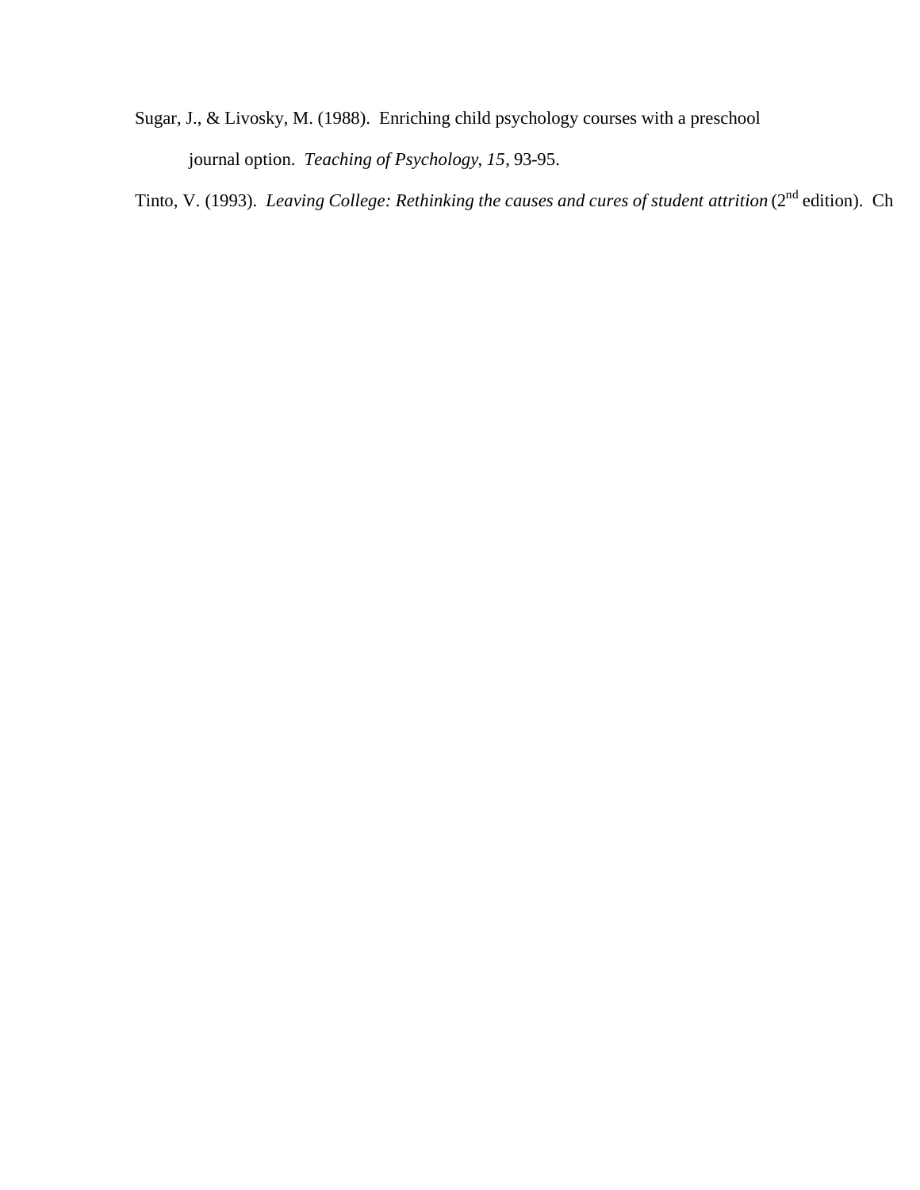Sugar, J., & Livosky, M. (1988). Enriching child psychology courses with a preschool journal option. *Teaching of Psychology, 15*, 93-95.

Tinto, V. (1993). *Leaving College: Rethinking the causes and cures of student attrition* (2nd edition). Ch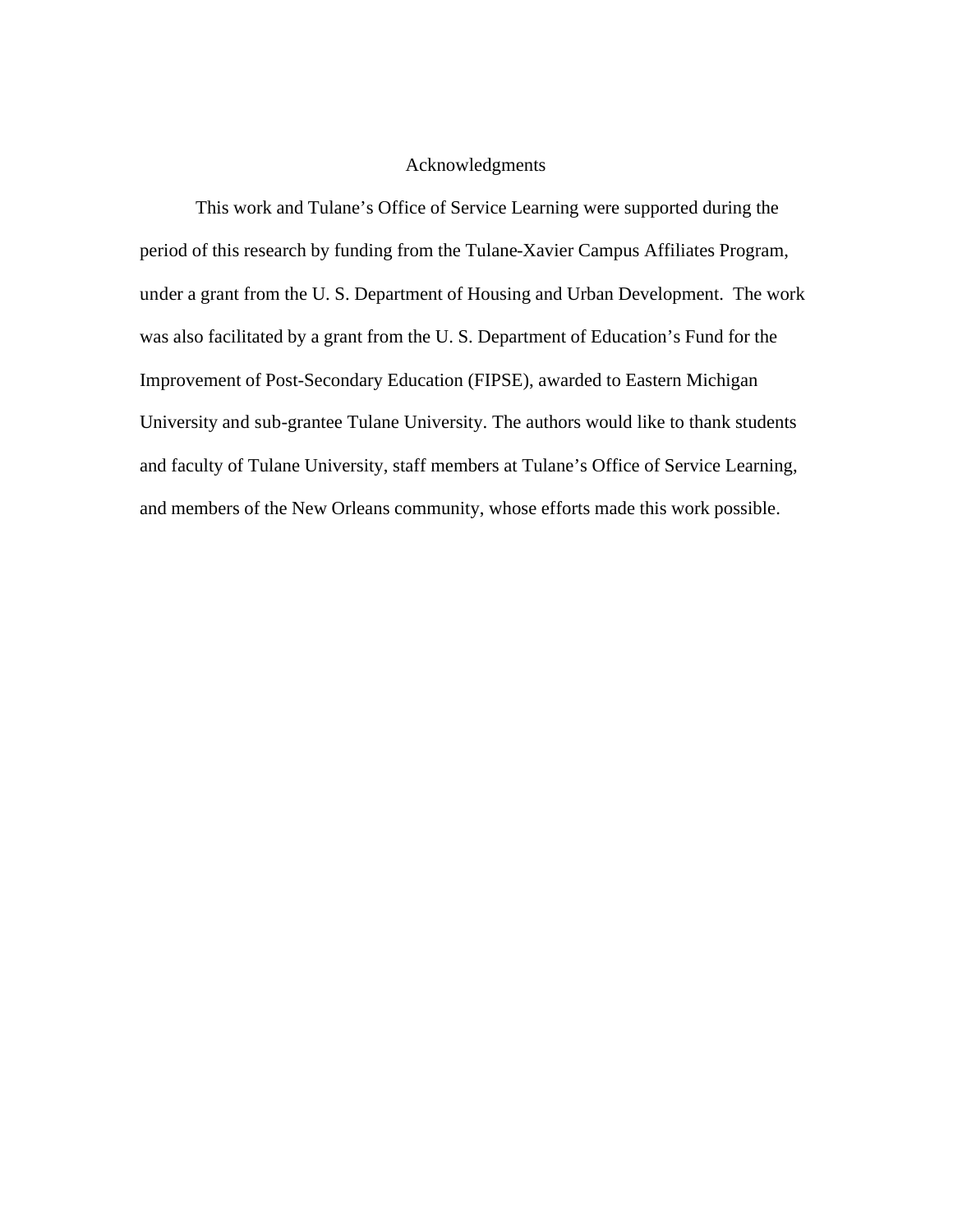# Acknowledgments

This work and Tulane's Office of Service Learning were supported during the period of this research by funding from the Tulane-Xavier Campus Affiliates Program, under a grant from the U. S. Department of Housing and Urban Development.  The work was also facilitated by a grant from the U. S. Department of Education's Fund for the Improvement of Post-Secondary Education (FIPSE), awarded to Eastern Michigan University and sub-grantee Tulane University. The authors would like to thank students and faculty of Tulane University, staff members at Tulane's Office of Service Learning, and members of the New Orleans community, whose efforts made this work possible.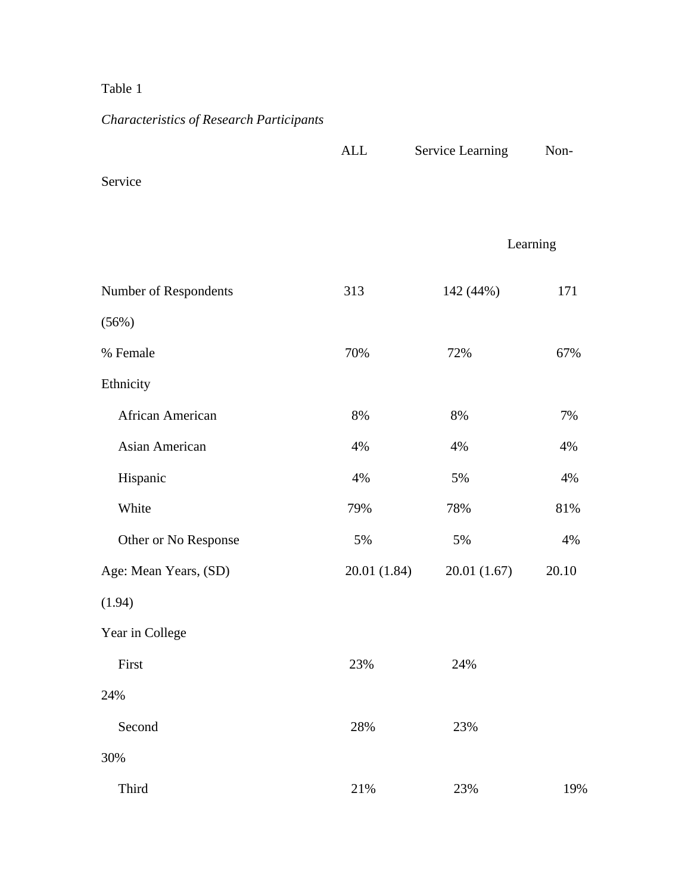Table 1

*Characteristics of Research Participants*

| | ALL | Service Learning | Non-Service Learning |
|---|---|---|---|
| Number of Respondents | 313 | 142 (44%) | 171 (56%) |
| % Female | 70% | 72% | 67% |
| Ethnicity | | | |
| African American | 8% | 8% | 7% |
| Asian American | 4% | 4% | 4% |
| Hispanic | 4% | 5% | 4% |
| White | 79% | 78% | 81% |
| Other or No Response | 5% | 5% | 4% |
| Age: Mean Years, (SD) | 20.01 (1.84) | 20.01 (1.67) | 20.10 (1.94) |
| Year in College | | | |
| First | 23% | 24% | 24% |
| Second | 28% | 23% | 30% |
| Third | 21% | 23% | 19% |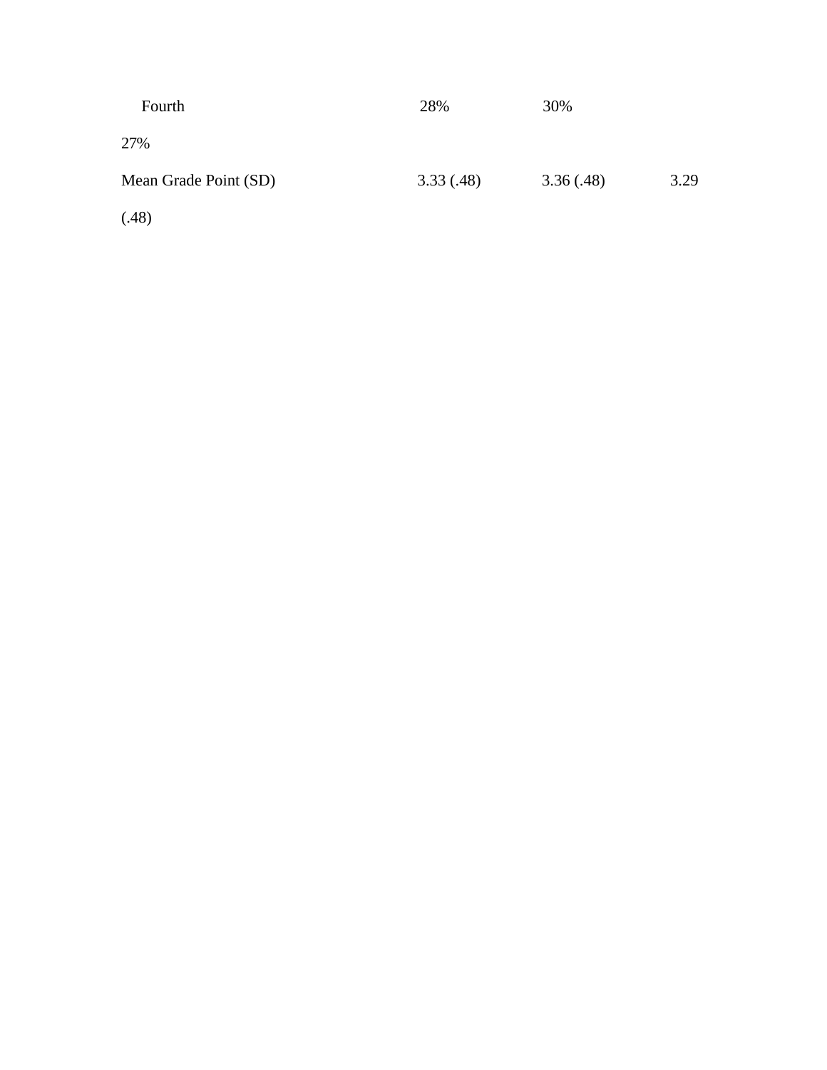| | | | |
|---|---|---|---|
| Fourth | 28% | 30% | 27% |
| Mean Grade Point (SD) | 3.33 (.48) | 3.36 (.48) | 3.29 (.48) |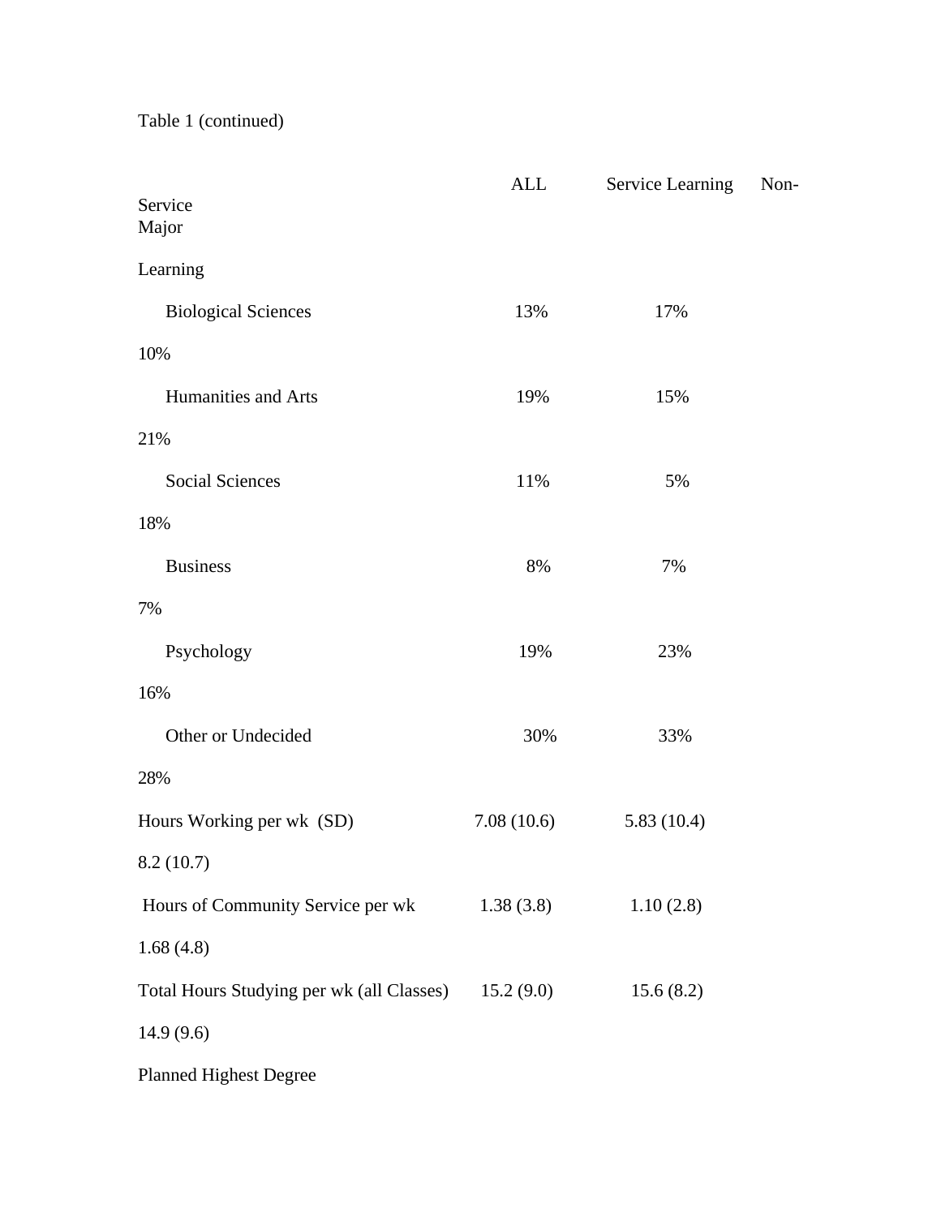Table 1 (continued)

| | ALL | Service Learning | Non-Service Learning |
|---|---|---|---|
| Major | | | |
| Biological Sciences | 13% | 17% | 10% |
| Humanities and Arts | 19% | 15% | 21% |
| Social Sciences | 11% | 5% | 18% |
| Business | 8% | 7% | 7% |
| Psychology | 19% | 23% | 16% |
| Other or Undecided | 30% | 33% | 28% |
| Hours Working per wk (SD) | 7.08 (10.6) | 5.83 (10.4) | 8.2 (10.7) |
| Hours of Community Service per wk | 1.38 (3.8) | 1.10 (2.8) | 1.68 (4.8) |
| Total Hours Studying per wk (all Classes) | 15.2 (9.0) | 15.6 (8.2) | 14.9 (9.6) |
| Planned Highest Degree | | | |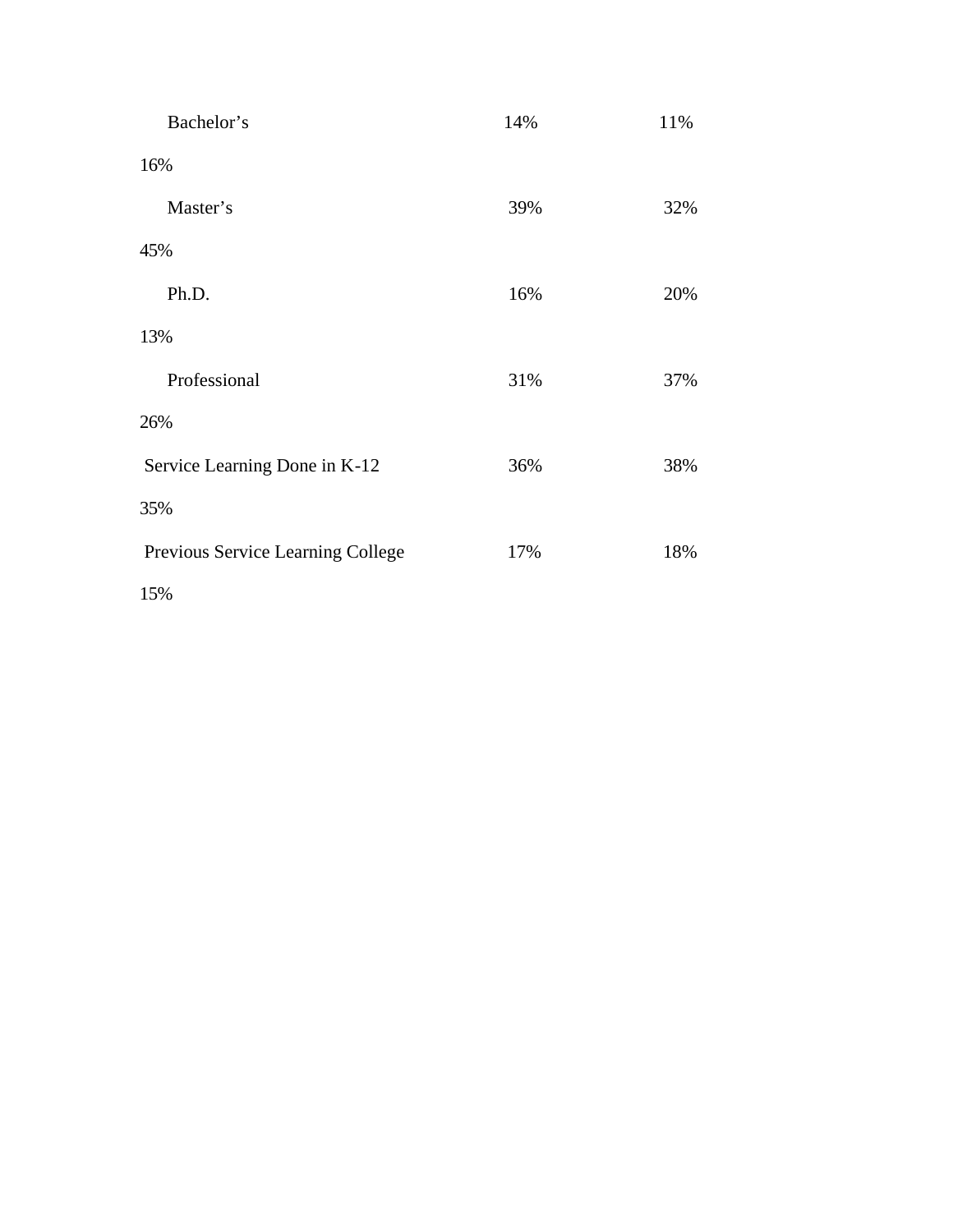| | | | |
|---|---|---|---|
| Bachelor’s | 14% | 11% | 16% |
| Master’s | 39% | 32% | 45% |
| Ph.D. | 16% | 20% | 13% |
| Professional | 31% | 37% | 26% |
| Service Learning Done in K-12 | 36% | 38% | 35% |
| Previous Service Learning College | 17% | 18% | 15% |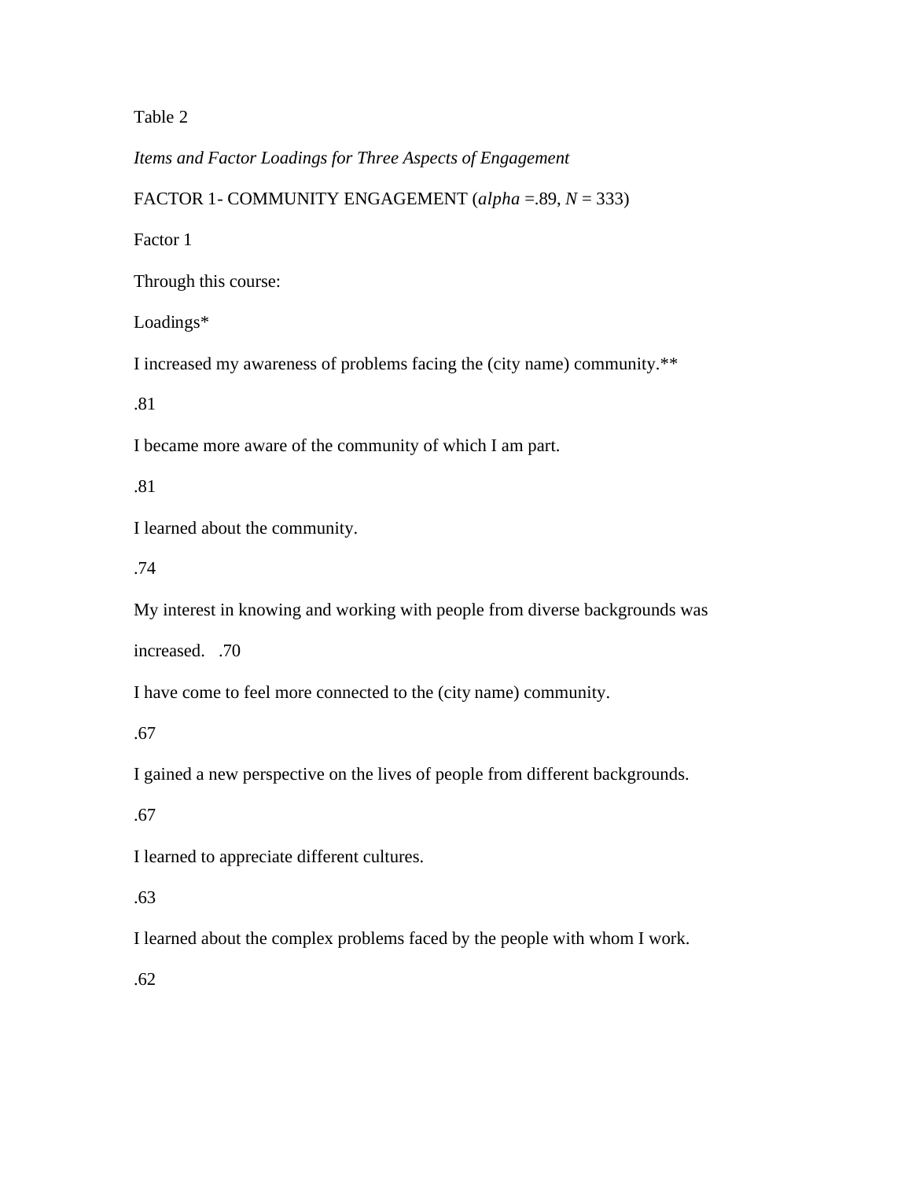Table 2

*Items and Factor Loadings for Three Aspects of Engagement*

FACTOR 1- COMMUNITY ENGAGEMENT (*alpha* =.89, *N* = 333)

| Through this course: | Factor 1 Loadings* |
|---|---|
| I increased my awareness of problems facing the (city name) community.** | .81 |
| I became more aware of the community of which I am part. | .81 |
| I learned about the community. | .74 |
| My interest in knowing and working with people from diverse backgrounds was increased. | .70 |
| I have come to feel more connected to the (city name) community. | .67 |
| I gained a new perspective on the lives of people from different backgrounds. | .67 |
| I learned to appreciate different cultures. | .63 |
| I learned about the complex problems faced by the people with whom I work. | .62 |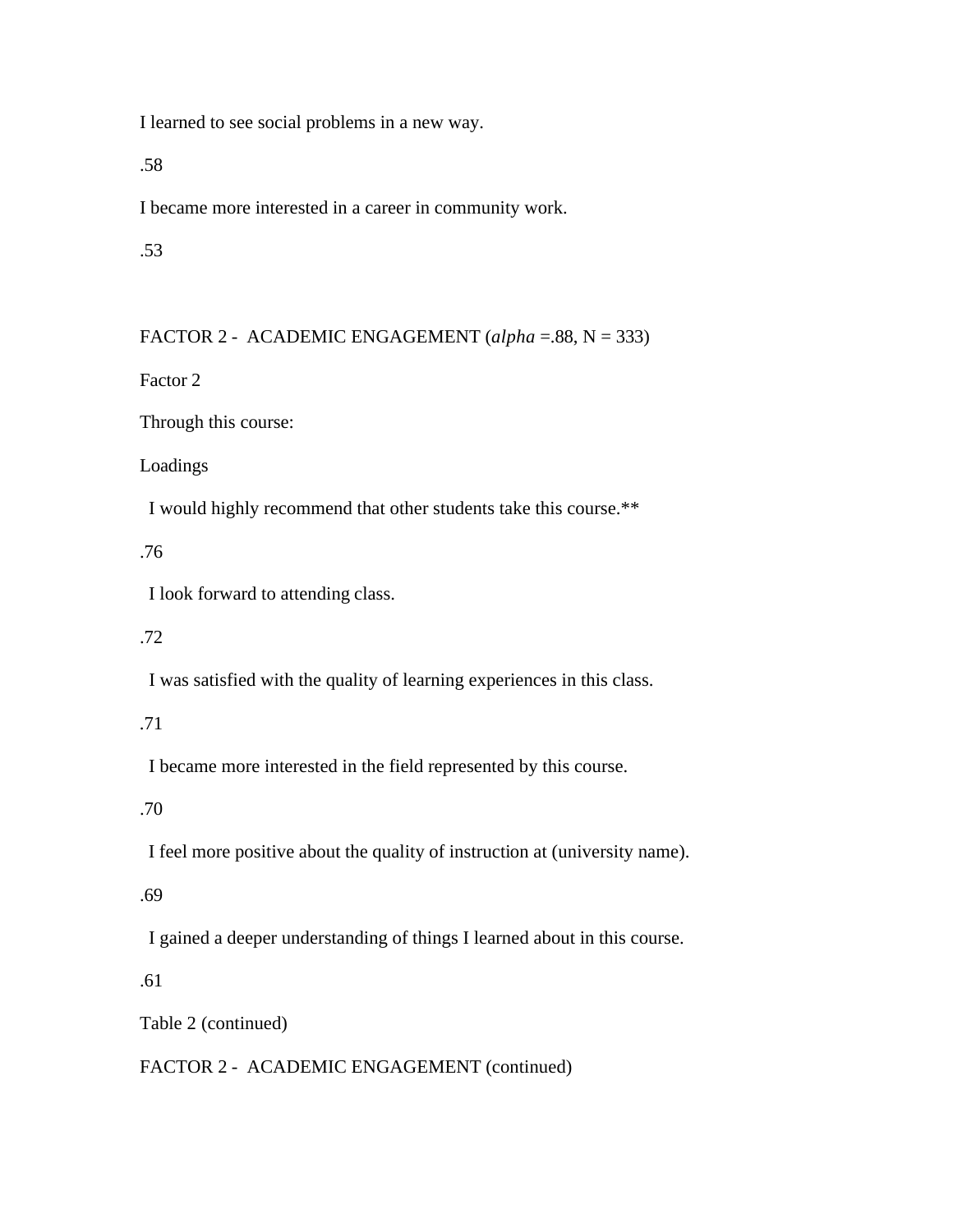| | |
|---|---|
| I learned to see social problems in a new way. | .58 |
| I became more interested in a career in community work. | .53 |

FACTOR 2 - ACADEMIC ENGAGEMENT (*alpha* =.88, N = 333)

| Factor 2<br>Through this course: | Loadings |
|---|---|
| I would highly recommend that other students take this course.** | .76 |
| I look forward to attending class. | .72 |
| I was satisfied with the quality of learning experiences in this class. | .71 |
| I became more interested in the field represented by this course. | .70 |
| I feel more positive about the quality of instruction at (university name). | .69 |
| I gained a deeper understanding of things I learned about in this course. | .61 |

Table 2 (continued)

FACTOR 2 - ACADEMIC ENGAGEMENT (continued)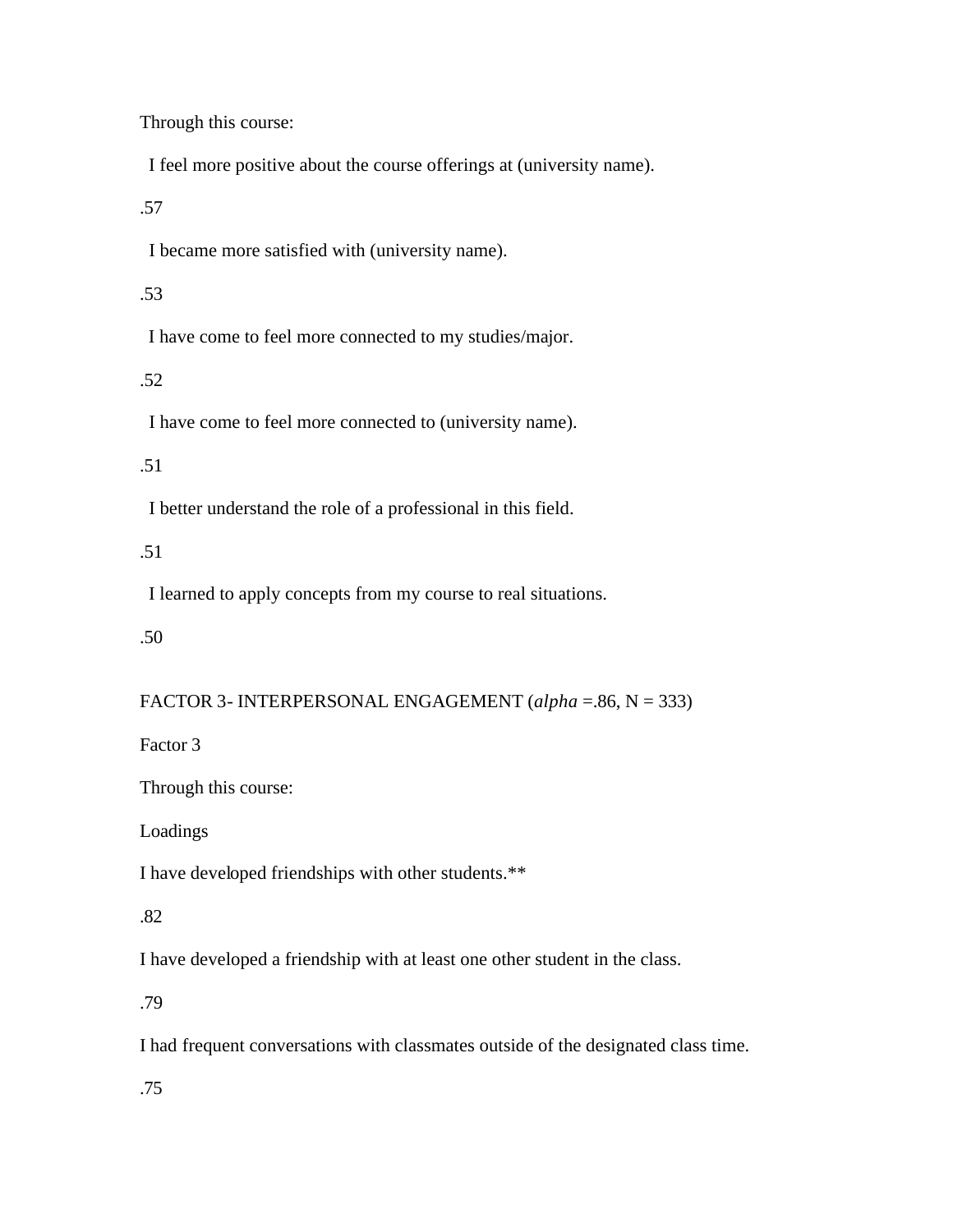Through this course:

I feel more positive about the course offerings at (university name).

.57

I became more satisfied with (university name).

.53

I have come to feel more connected to my studies/major.

.52

I have come to feel more connected to (university name).

.51

I better understand the role of a professional in this field.

.51

I learned to apply concepts from my course to real situations.

.50

FACTOR 3- INTERPERSONAL ENGAGEMENT (*alpha* =.86, N = 333)

Factor 3

Through this course:

Loadings

I have developed friendships with other students.**

.82

I have developed a friendship with at least one other student in the class.

.79

I had frequent conversations with classmates outside of the designated class time.

.75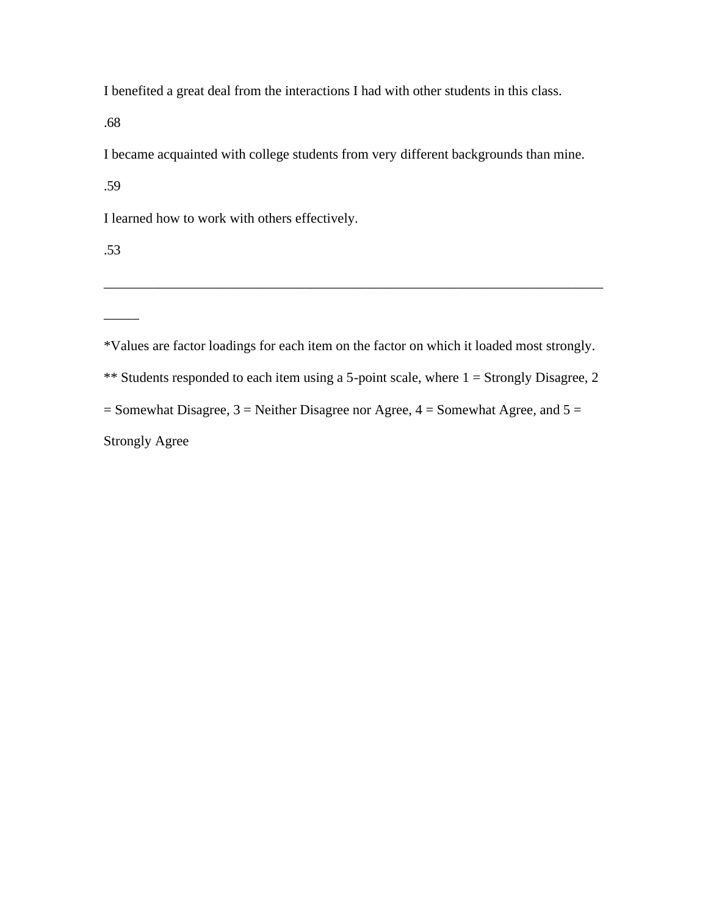I benefited a great deal from the interactions I had with other students in this class.

.68

I became acquainted with college students from very different backgrounds than mine.

.59

I learned how to work with others effectively.

.53

---

*Values are factor loadings for each item on the factor on which it loaded most strongly.

** Students responded to each item using a 5-point scale, where 1 = Strongly Disagree, 2 = Somewhat Disagree, 3 = Neither Disagree nor Agree, 4 = Somewhat Agree, and 5 = Strongly Agree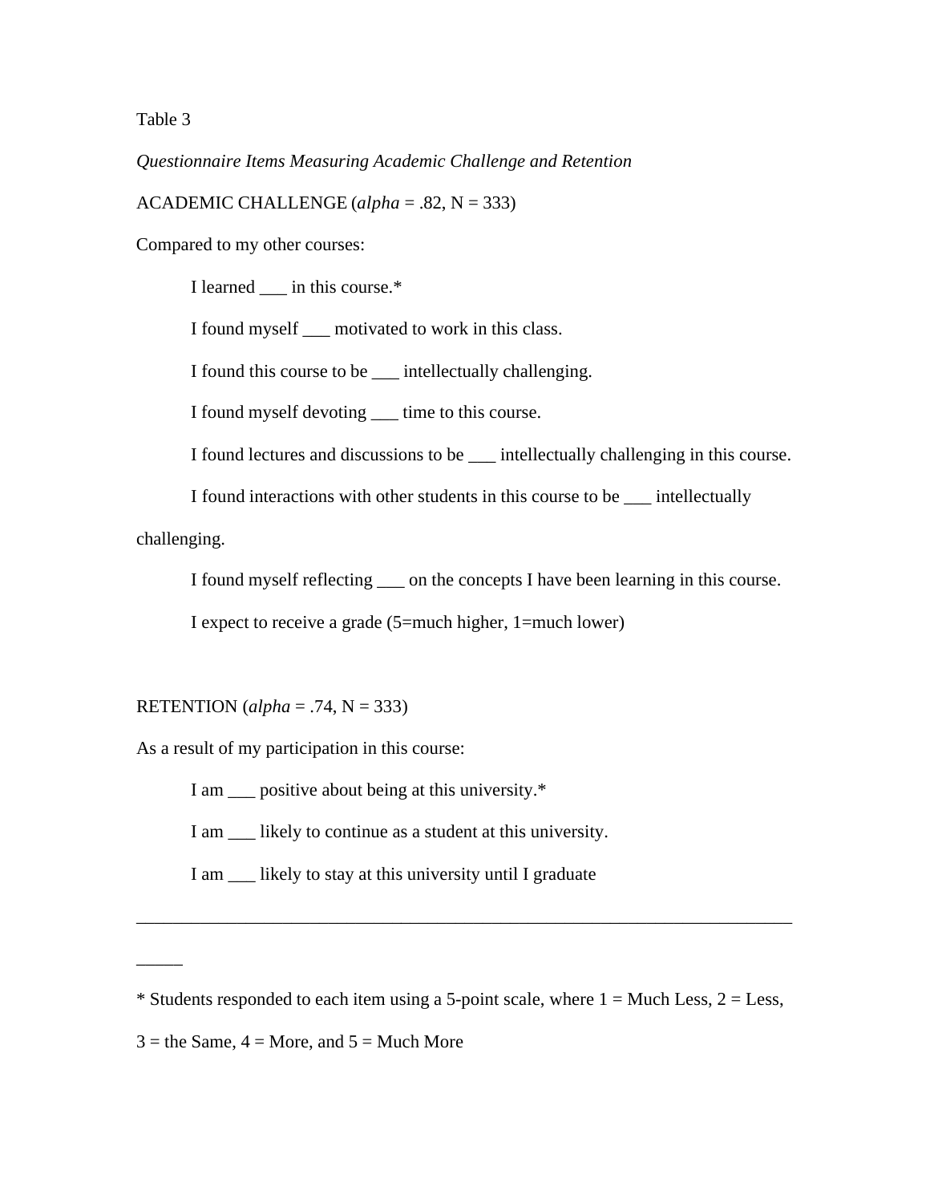Table 3

*Questionnaire Items Measuring Academic Challenge and Retention*

ACADEMIC CHALLENGE (*alpha* = .82, N = 333)

Compared to my other courses:

I learned ___ in this course.*

I found myself ___ motivated to work in this class.

I found this course to be ___ intellectually challenging.

I found myself devoting ___ time to this course.

I found lectures and discussions to be ___ intellectually challenging in this course.

I found interactions with other students in this course to be ___ intellectually challenging.

I found myself reflecting ___ on the concepts I have been learning in this course.

I expect to receive a grade (5=much higher, 1=much lower)

RETENTION (*alpha* = .74, N = 333)

As a result of my participation in this course:

I am ___ positive about being at this university.*

I am ___ likely to continue as a student at this university.

I am ___ likely to stay at this university until I graduate

---

* Students responded to each item using a 5-point scale, where 1 = Much Less, 2 = Less, 3 = the Same, 4 = More, and 5 = Much More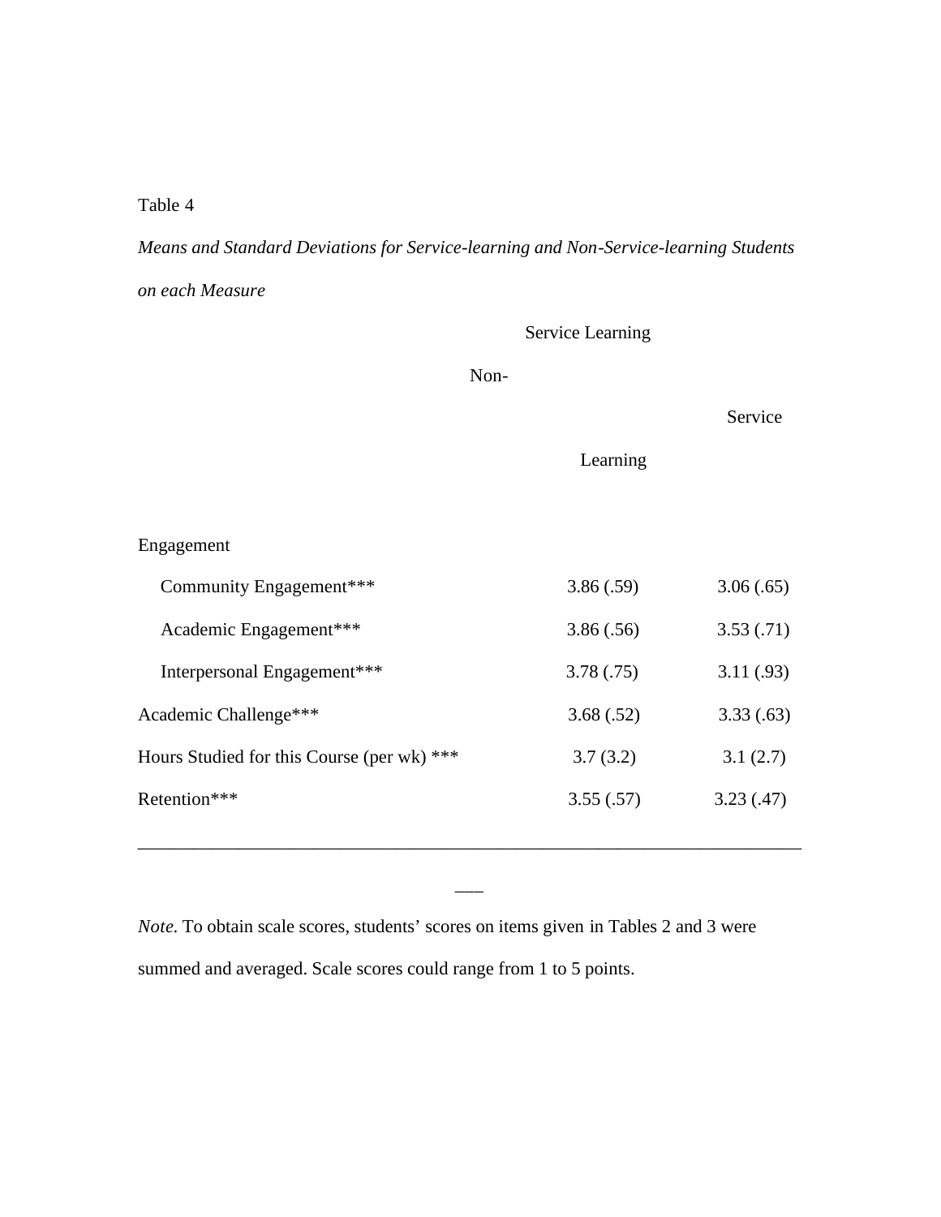Table 4

*Means and Standard Deviations for Service-learning and Non-Service-learning Students on each Measure*

| | Service Learning | Non-Service Learning |
|---|---|---|
| Engagement | | |
| Community Engagement*** | 3.86 (.59) | 3.06 (.65) |
| Academic Engagement*** | 3.86 (.56) | 3.53 (.71) |
| Interpersonal Engagement*** | 3.78 (.75) | 3.11 (.93) |
| Academic Challenge*** | 3.68 (.52) | 3.33 (.63) |
| Hours Studied for this Course (per wk) *** | 3.7 (3.2) | 3.1 (2.7) |
| Retention*** | 3.55 (.57) | 3.23 (.47) |

*Note.* To obtain scale scores, students' scores on items given in Tables 2 and 3 were summed and averaged. Scale scores could range from 1 to 5 points.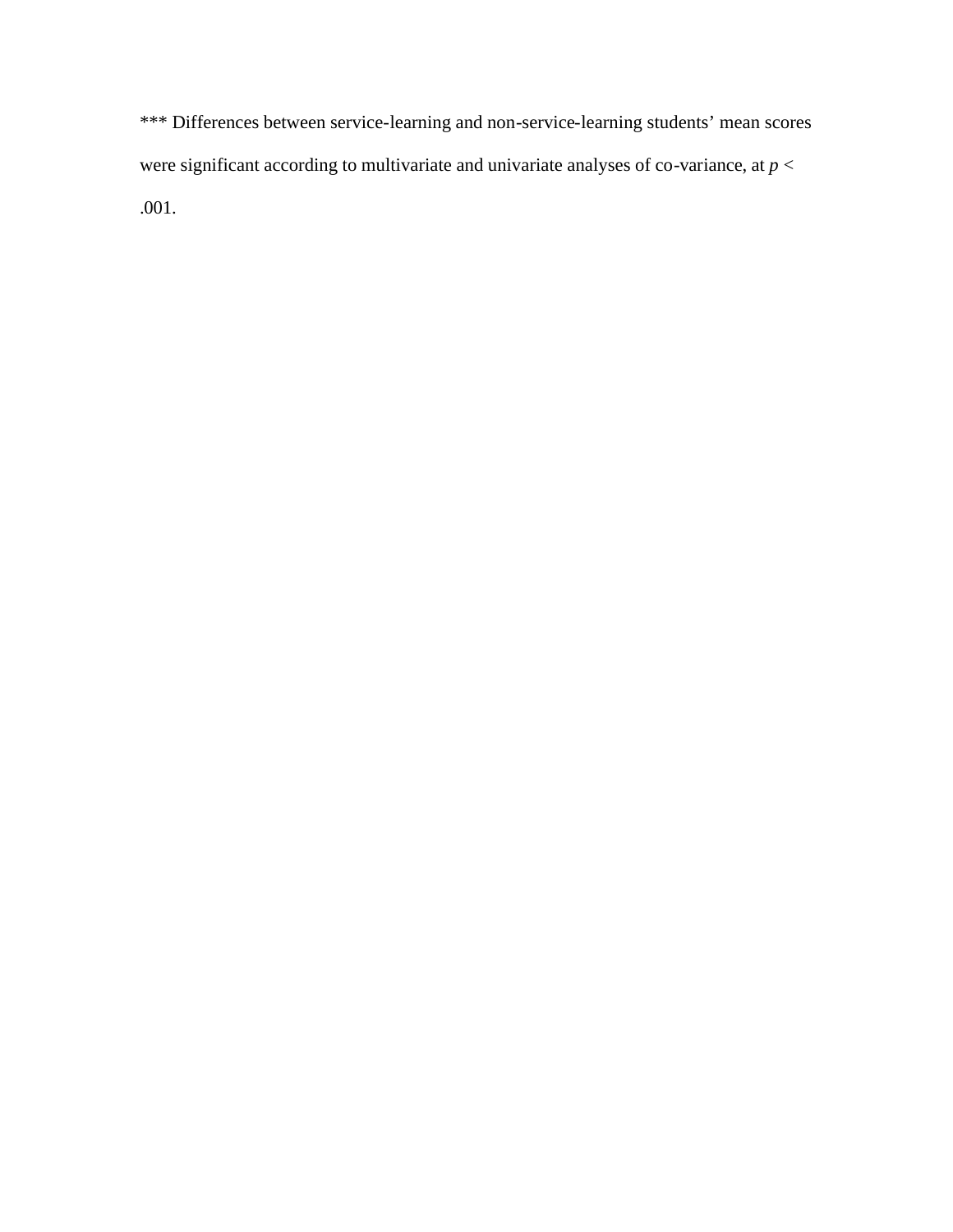*** Differences between service-learning and non-service-learning students' mean scores were significant according to multivariate and univariate analyses of co-variance, at $p < .001$.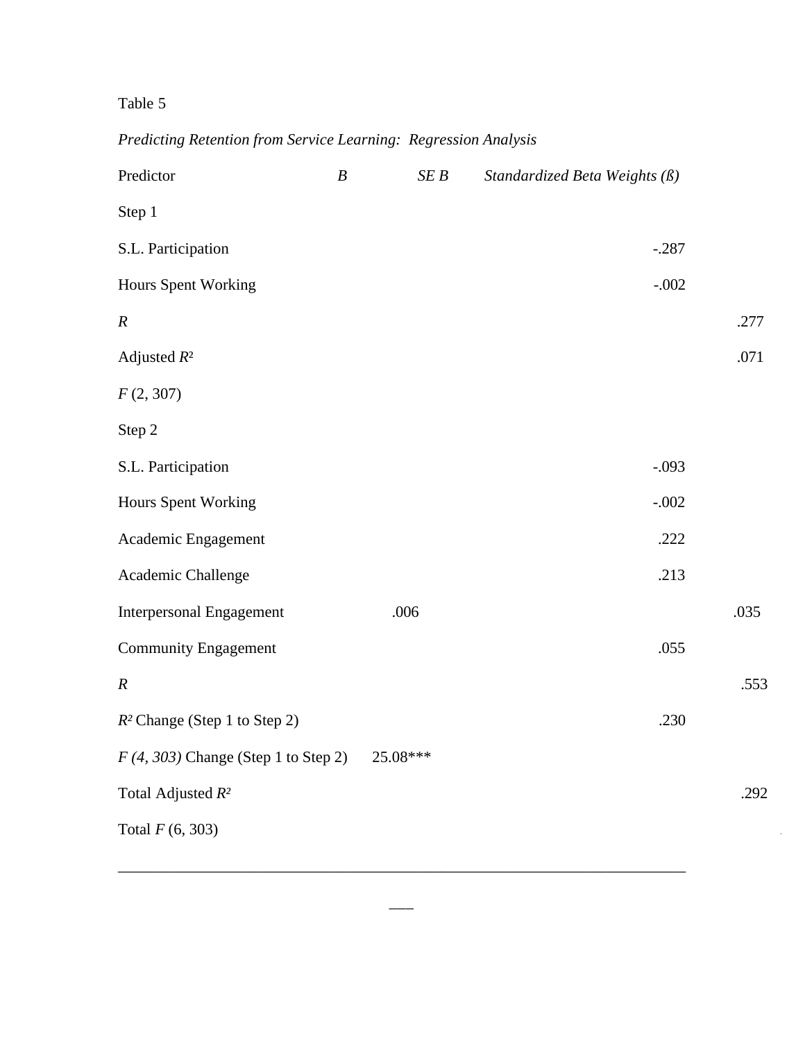Table 5

*Predicting Retention from Service Learning: Regression Analysis*

| Predictor | *B* | *SE B* | *Standardized Beta Weights (ß)* | |
|---|---|---|---|---|
| Step 1 | | | | |
| S.L. Participation | | | -.287 | |
| Hours Spent Working | | | -.002 | |
| *R* | | | | .277 |
| Adjusted $R^2$ | | | | .071 |
| *F* (2, 307) | | | | |
| Step 2 | | | | |
| S.L. Participation | | | -.093 | |
| Hours Spent Working | | | -.002 | |
| Academic Engagement | | | .222 | |
| Academic Challenge | | | .213 | |
| Interpersonal Engagement | | .006 | | .035 |
| Community Engagement | | | .055 | |
| *R* | | | | .553 |
| $R^2$ Change (Step 1 to Step 2) | | | .230 | |
| *F (4, 303)* Change (Step 1 to Step 2) | | 25.08*** | | |
| Total Adjusted $R^2$ | | | | .292 |
| Total *F* (6, 303) | | | | |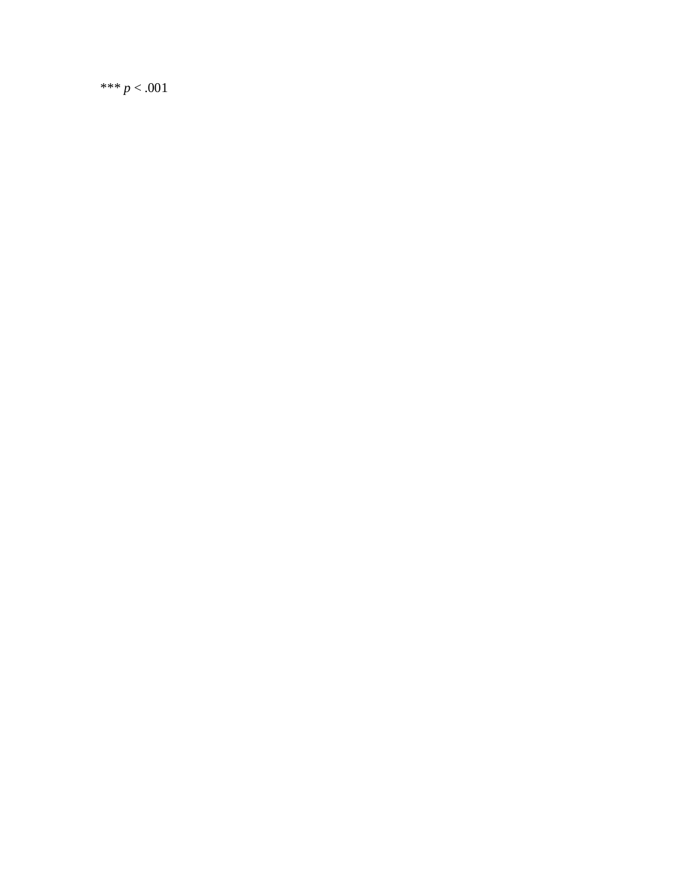*** $p < .001$